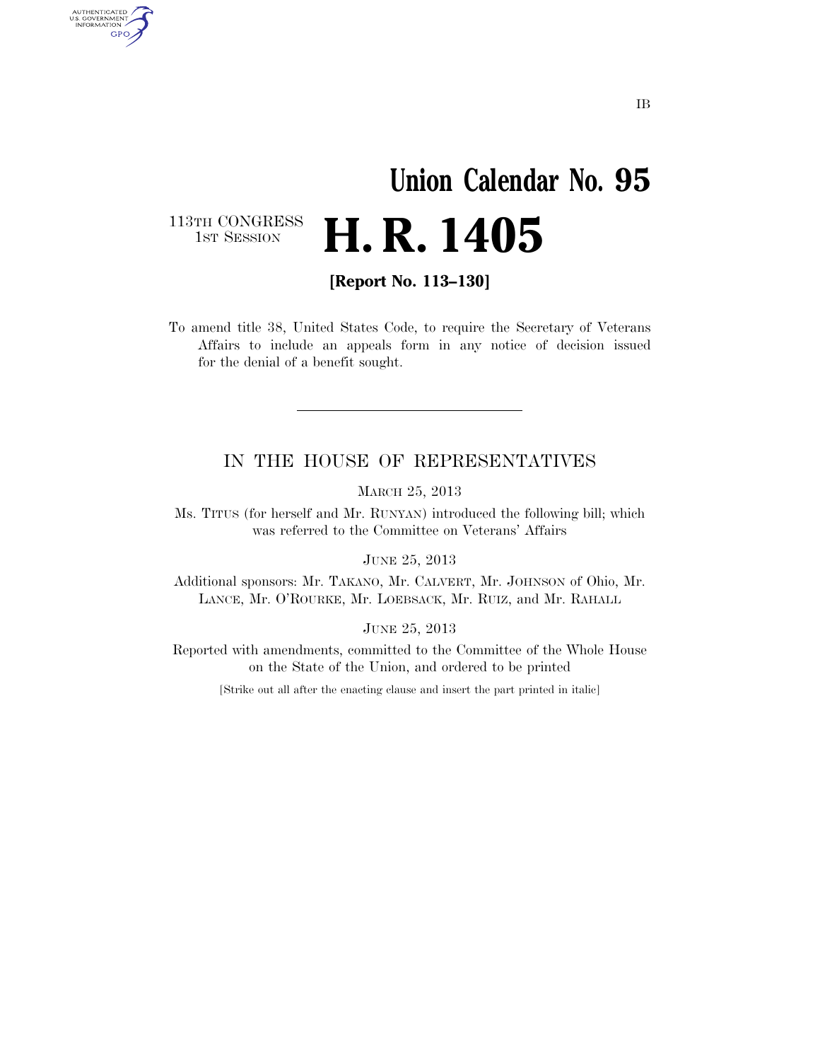IB

# Union Calendar No. 95

113TH CONGRESS
1ST SESSION

# H. R. 1405

**[Report No. 113–130]**

To amend title 38, United States Code, to require the Secretary of Veterans Affairs to include an appeals form in any notice of decision issued for the denial of a benefit sought.

---

## IN THE HOUSE OF REPRESENTATIVES

MARCH 25, 2013

Ms. TITUS (for herself and Mr. RUNYAN) introduced the following bill; which was referred to the Committee on Veterans' Affairs

JUNE 25, 2013

Additional sponsors: Mr. TAKANO, Mr. CALVERT, Mr. JOHNSON of Ohio, Mr. LANCE, Mr. O'ROURKE, Mr. LOEBSACK, Mr. RUIZ, and Mr. RAHALL

JUNE 25, 2013

Reported with amendments, committed to the Committee of the Whole House on the State of the Union, and ordered to be printed

[Strike out all after the enacting clause and insert the part printed in italic]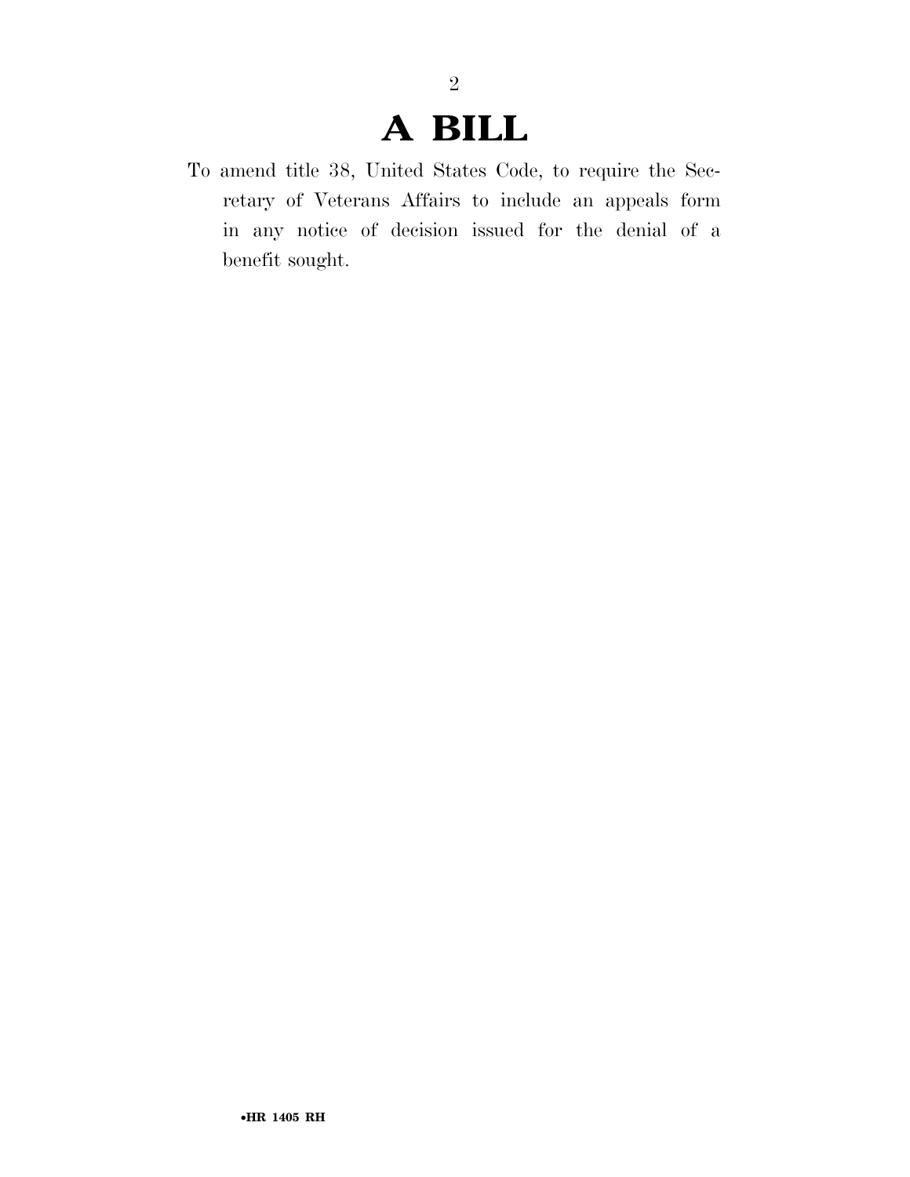# A BILL

To amend title 38, United States Code, to require the Secretary of Veterans Affairs to include an appeals form in any notice of decision issued for the denial of a benefit sought.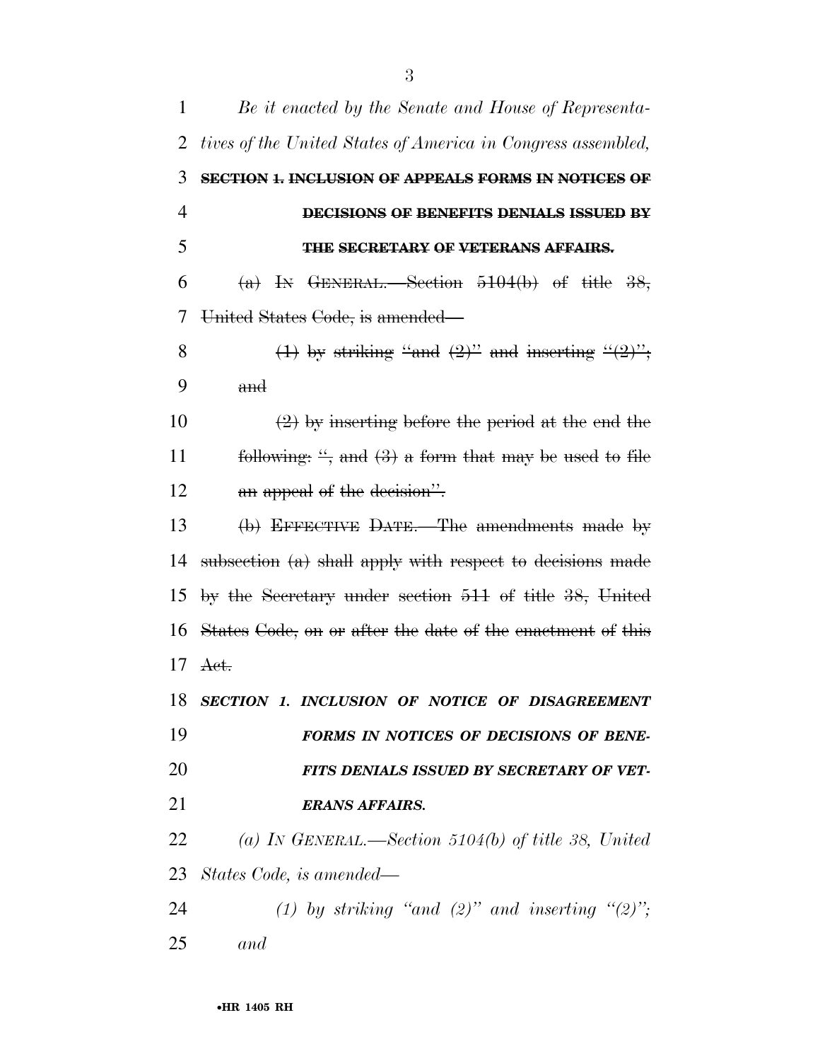*Be it enacted by the Senate and House of Representatives of the United States of America in Congress assembled,*

~~**SECTION 1. INCLUSION OF APPEALS FORMS IN NOTICES OF DECISIONS OF BENEFITS DENIALS ISSUED BY THE SECRETARY OF VETERANS AFFAIRS.**~~

~~(a) IN GENERAL.—Section 5104(b) of title 38, United States Code, is amended—~~

~~(1) by striking "and (2)" and inserting "(2)"; and~~

~~(2) by inserting before the period at the end the following: ", and (3) a form that may be used to file an appeal of the decision".~~

~~(b) EFFECTIVE DATE.—The amendments made by subsection (a) shall apply with respect to decisions made by the Secretary under section 511 of title 38, United States Code, on or after the date of the enactment of this Act.~~

***SECTION 1. INCLUSION OF NOTICE OF DISAGREEMENT FORMS IN NOTICES OF DECISIONS OF BENEFITS DENIALS ISSUED BY SECRETARY OF VETERANS AFFAIRS.***

*(a) IN GENERAL.—Section 5104(b) of title 38, United States Code, is amended—*

*(1) by striking "and (2)" and inserting "(2)"; and*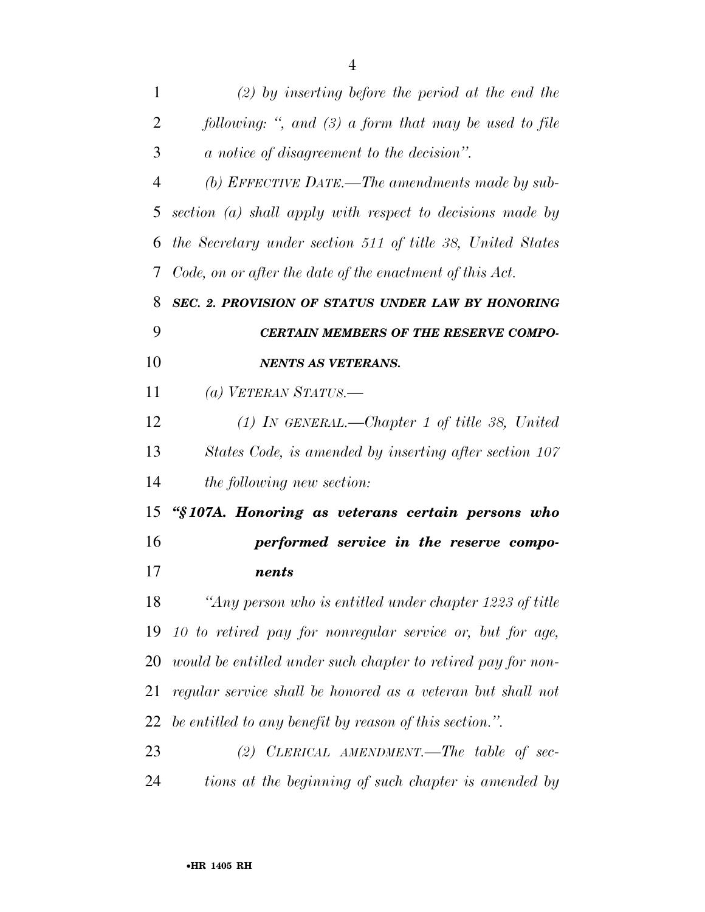*(2) by inserting before the period at the end the following: ", and (3) a form that may be used to file a notice of disagreement to the decision".*

*(b) EFFECTIVE DATE.—The amendments made by subsection (a) shall apply with respect to decisions made by the Secretary under section 511 of title 38, United States Code, on or after the date of the enactment of this Act.*

***SEC. 2. PROVISION OF STATUS UNDER LAW BY HONORING CERTAIN MEMBERS OF THE RESERVE COMPONENTS AS VETERANS.***

*(a) VETERAN STATUS.—*

*(1) IN GENERAL.—Chapter 1 of title 38, United States Code, is amended by inserting after section 107 the following new section:*

***"§ 107A. Honoring as veterans certain persons who performed service in the reserve components***

*"Any person who is entitled under chapter 1223 of title 10 to retired pay for nonregular service or, but for age, would be entitled under such chapter to retired pay for nonregular service shall be honored as a veteran but shall not be entitled to any benefit by reason of this section.".*

*(2) CLERICAL AMENDMENT.—The table of sections at the beginning of such chapter is amended by*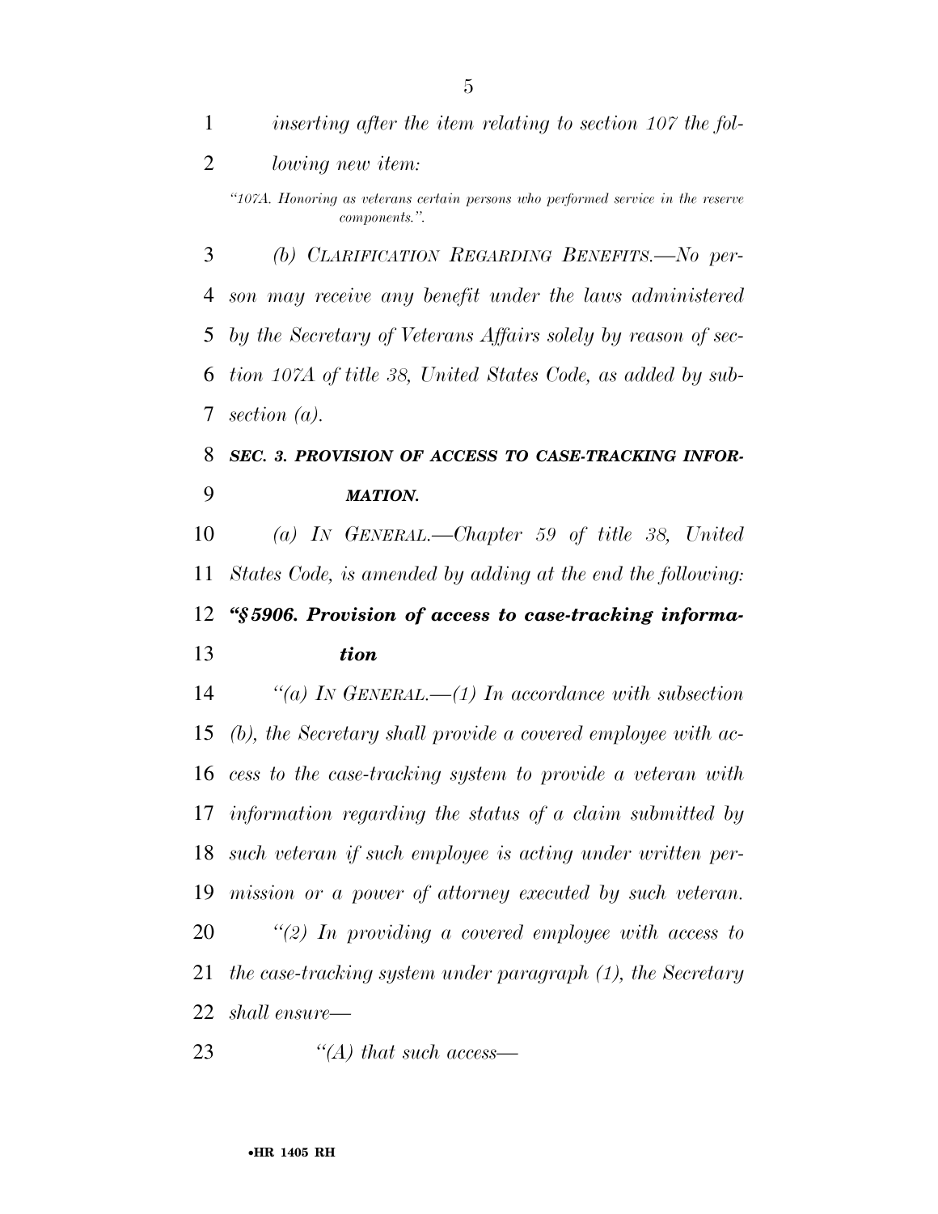*inserting after the item relating to section 107 the following new item:*

*"107A. Honoring as veterans certain persons who performed service in the reserve components.".*

*(b) CLARIFICATION REGARDING BENEFITS.—No person may receive any benefit under the laws administered by the Secretary of Veterans Affairs solely by reason of section 107A of title 38, United States Code, as added by subsection (a).*

***SEC. 3. PROVISION OF ACCESS TO CASE-TRACKING INFORMATION.***

*(a) IN GENERAL.—Chapter 59 of title 38, United States Code, is amended by adding at the end the following:*

***"§5906. Provision of access to case-tracking information***

*"(a) IN GENERAL.—(1) In accordance with subsection (b), the Secretary shall provide a covered employee with access to the case-tracking system to provide a veteran with information regarding the status of a claim submitted by such veteran if such employee is acting under written permission or a power of attorney executed by such veteran.*

*"(2) In providing a covered employee with access to the case-tracking system under paragraph (1), the Secretary shall ensure—*

*"(A) that such access—*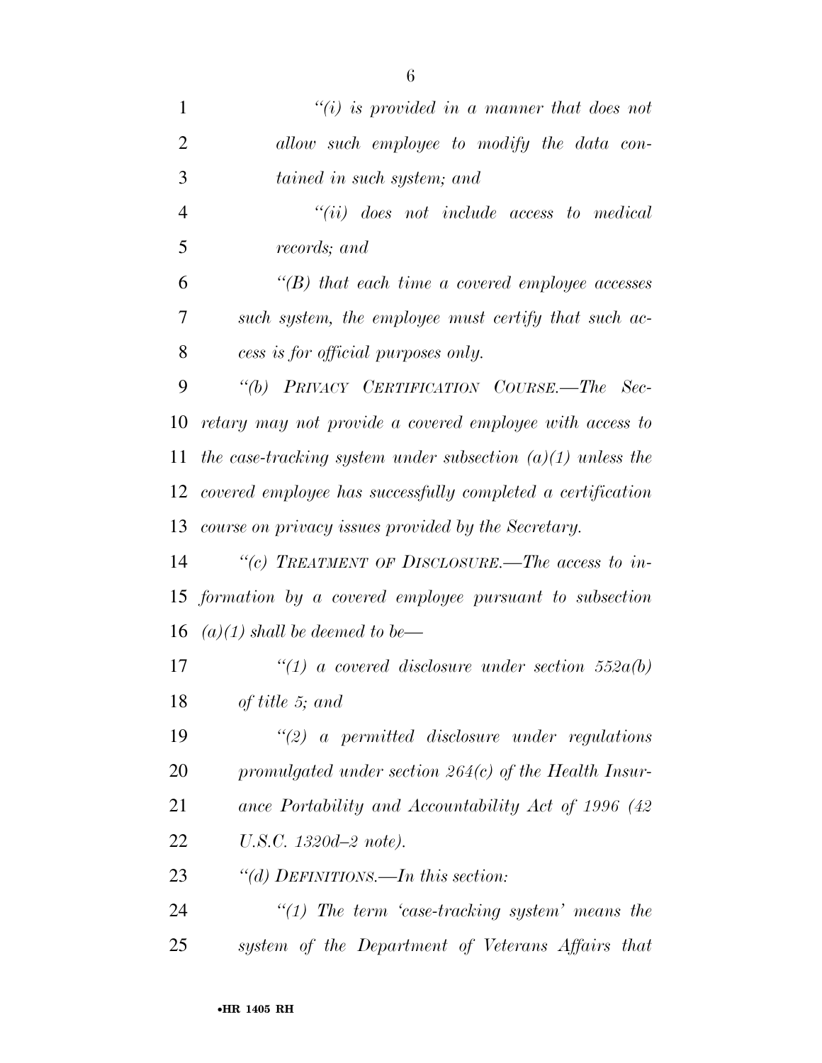*"(i) is provided in a manner that does not allow such employee to modify the data contained in such system; and*

*"(ii) does not include access to medical records; and*

*"(B) that each time a covered employee accesses such system, the employee must certify that such access is for official purposes only.*

*"(b) PRIVACY CERTIFICATION COURSE.—The Secretary may not provide a covered employee with access to the case-tracking system under subsection (a)(1) unless the covered employee has successfully completed a certification course on privacy issues provided by the Secretary.*

*"(c) TREATMENT OF DISCLOSURE.—The access to information by a covered employee pursuant to subsection (a)(1) shall be deemed to be—*

*"(1) a covered disclosure under section 552a(b) of title 5; and*

*"(2) a permitted disclosure under regulations promulgated under section 264(c) of the Health Insurance Portability and Accountability Act of 1996 (42 U.S.C. 1320d–2 note).*

*"(d) DEFINITIONS.—In this section:*

*"(1) The term 'case-tracking system' means the system of the Department of Veterans Affairs that*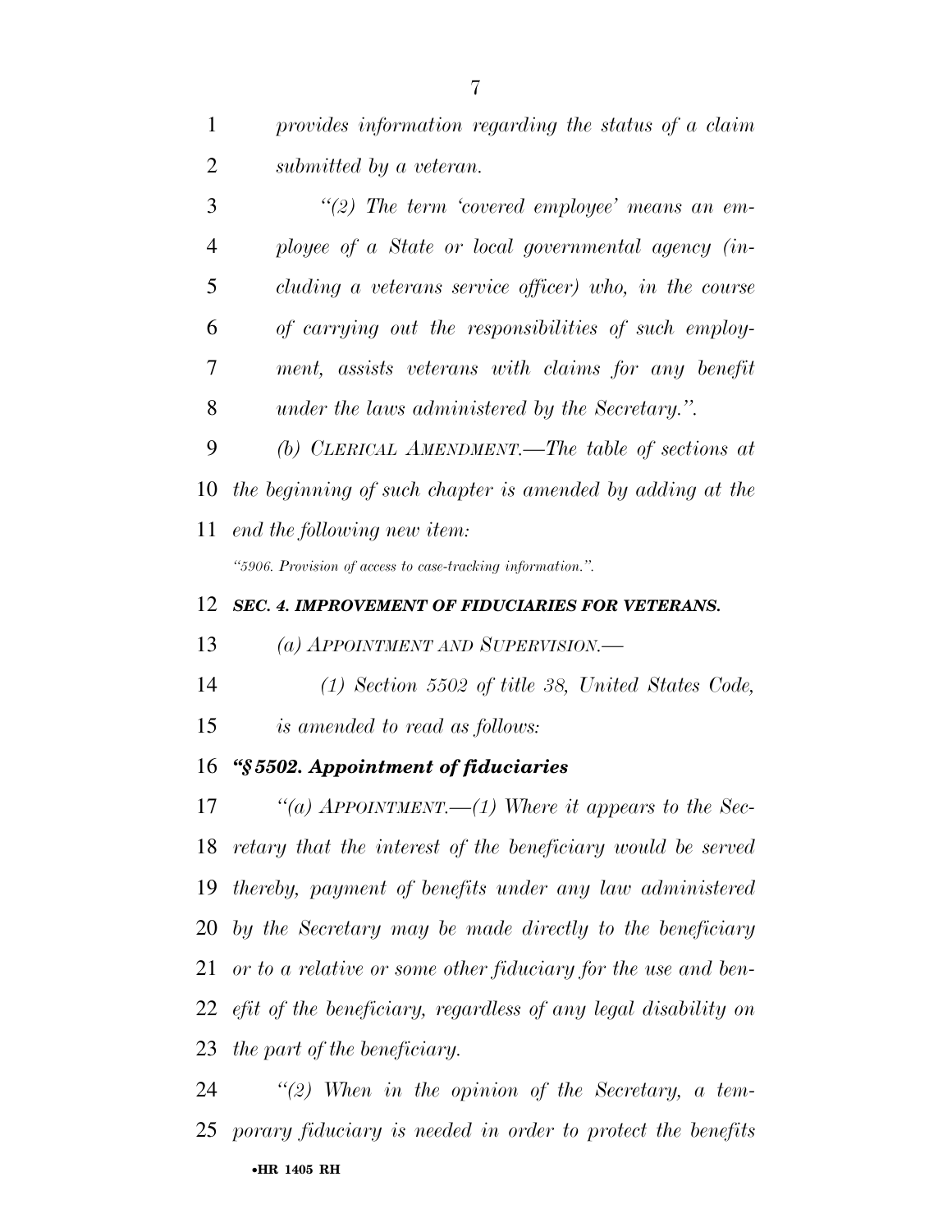*provides information regarding the status of a claim submitted by a veteran.*

*"(2) The term 'covered employee' means an employee of a State or local governmental agency (including a veterans service officer) who, in the course of carrying out the responsibilities of such employment, assists veterans with claims for any benefit under the laws administered by the Secretary.".*

*(b) CLERICAL AMENDMENT.—The table of sections at the beginning of such chapter is amended by adding at the end the following new item:*

*"5906. Provision of access to case-tracking information.".*

***SEC. 4. IMPROVEMENT OF FIDUCIARIES FOR VETERANS.***

*(a) APPOINTMENT AND SUPERVISION.—*

*(1) Section 5502 of title 38, United States Code, is amended to read as follows:*

***"§ 5502. Appointment of fiduciaries***

*"(a) APPOINTMENT.—(1) Where it appears to the Secretary that the interest of the beneficiary would be served thereby, payment of benefits under any law administered by the Secretary may be made directly to the beneficiary or to a relative or some other fiduciary for the use and benefit of the beneficiary, regardless of any legal disability on the part of the beneficiary.*

*"(2) When in the opinion of the Secretary, a temporary fiduciary is needed in order to protect the benefits*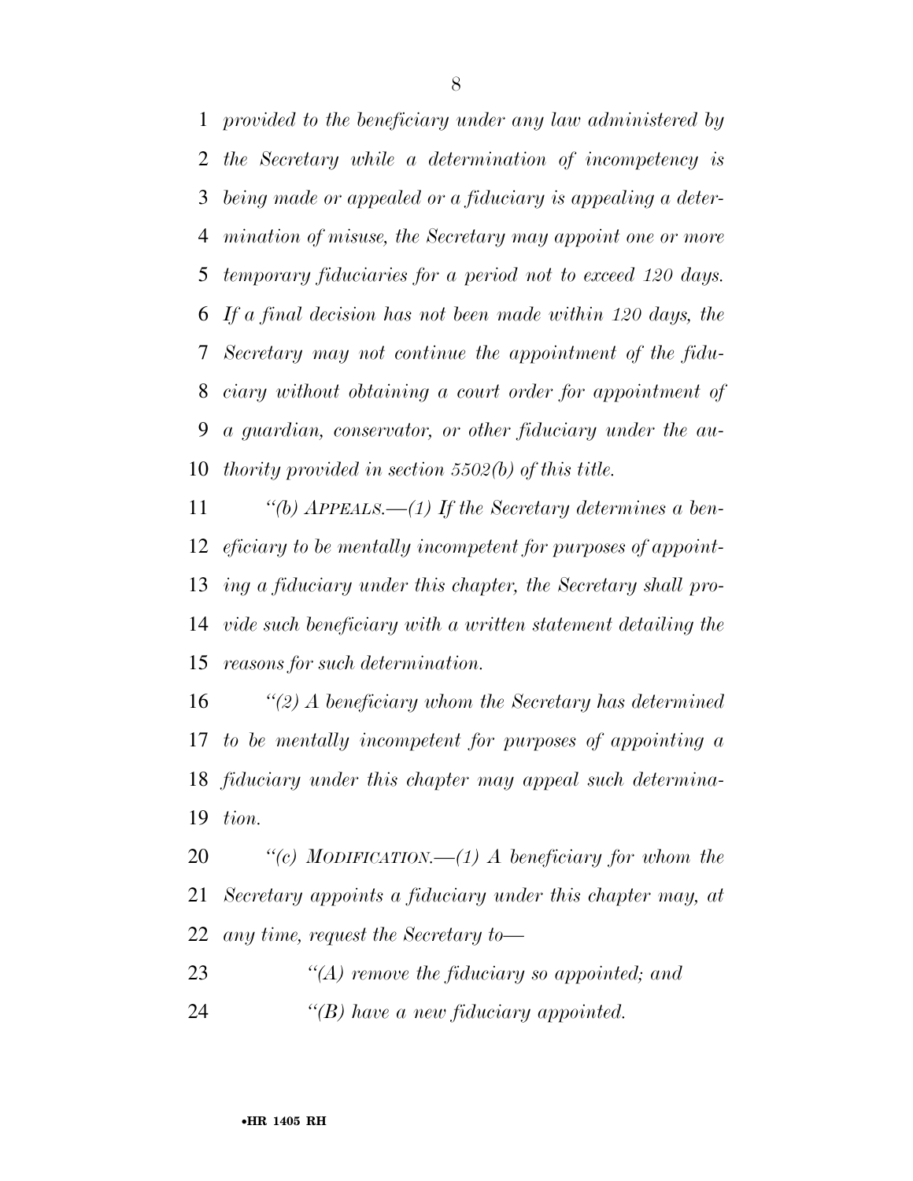*provided to the beneficiary under any law administered by the Secretary while a determination of incompetency is being made or appealed or a fiduciary is appealing a determination of misuse, the Secretary may appoint one or more temporary fiduciaries for a period not to exceed 120 days. If a final decision has not been made within 120 days, the Secretary may not continue the appointment of the fiduciary without obtaining a court order for appointment of a guardian, conservator, or other fiduciary under the authority provided in section 5502(b) of this title.*

*''(b) APPEALS.—(1) If the Secretary determines a beneficiary to be mentally incompetent for purposes of appointing a fiduciary under this chapter, the Secretary shall provide such beneficiary with a written statement detailing the reasons for such determination.*

*''(2) A beneficiary whom the Secretary has determined to be mentally incompetent for purposes of appointing a fiduciary under this chapter may appeal such determination.*

*''(c) MODIFICATION.—(1) A beneficiary for whom the Secretary appoints a fiduciary under this chapter may, at any time, request the Secretary to—*

*''(A) remove the fiduciary so appointed; and*

*''(B) have a new fiduciary appointed.*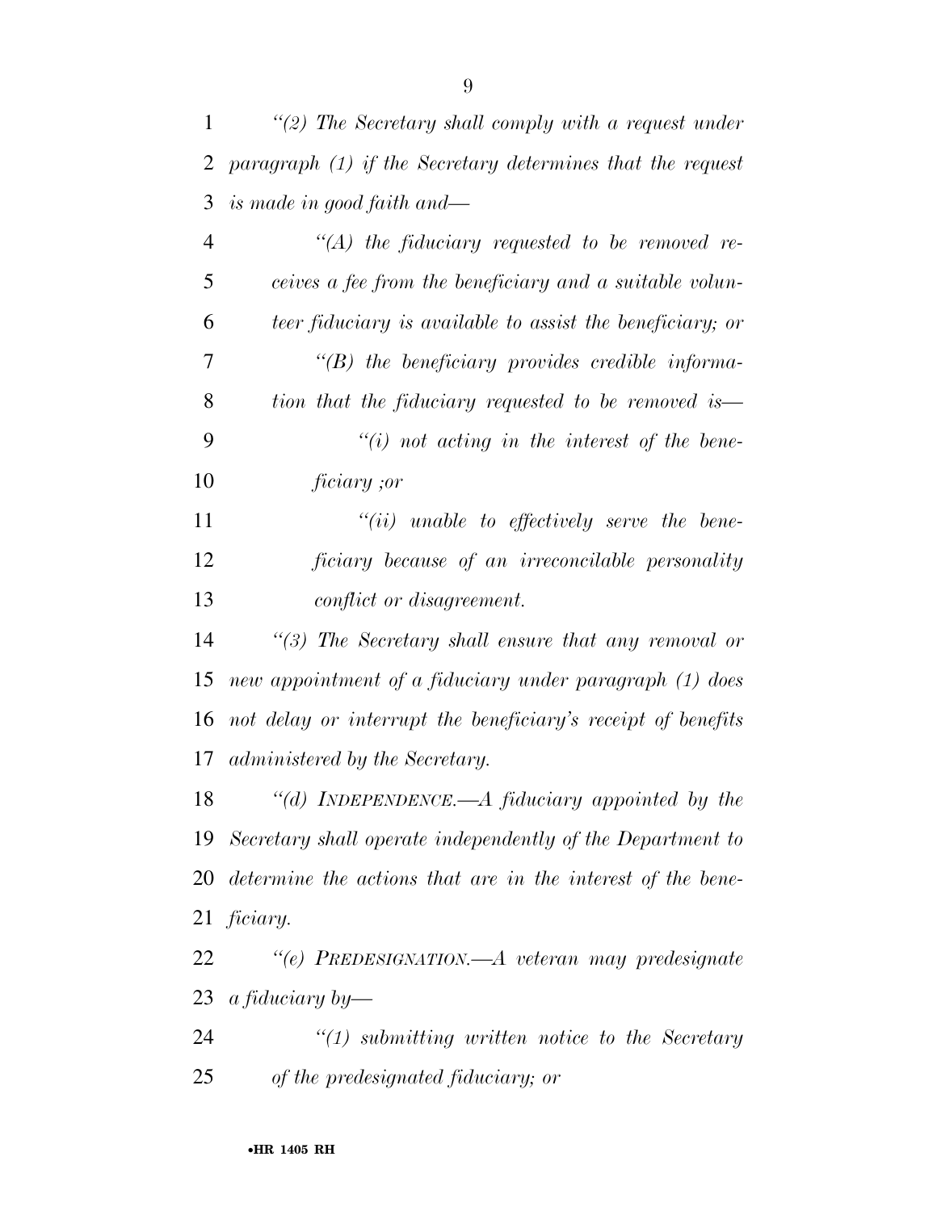*"(2) The Secretary shall comply with a request under paragraph (1) if the Secretary determines that the request is made in good faith and—*

*"(A) the fiduciary requested to be removed receives a fee from the beneficiary and a suitable volunteer fiduciary is available to assist the beneficiary; or*

*"(B) the beneficiary provides credible information that the fiduciary requested to be removed is—*

*"(i) not acting in the interest of the beneficiary ;or*

*"(ii) unable to effectively serve the beneficiary because of an irreconcilable personality conflict or disagreement.*

*"(3) The Secretary shall ensure that any removal or new appointment of a fiduciary under paragraph (1) does not delay or interrupt the beneficiary's receipt of benefits administered by the Secretary.*

*"(d) INDEPENDENCE.—A fiduciary appointed by the Secretary shall operate independently of the Department to determine the actions that are in the interest of the beneficiary.*

*"(e) PREDESIGNATION.—A veteran may predesignate a fiduciary by—*

*"(1) submitting written notice to the Secretary of the predesignated fiduciary; or*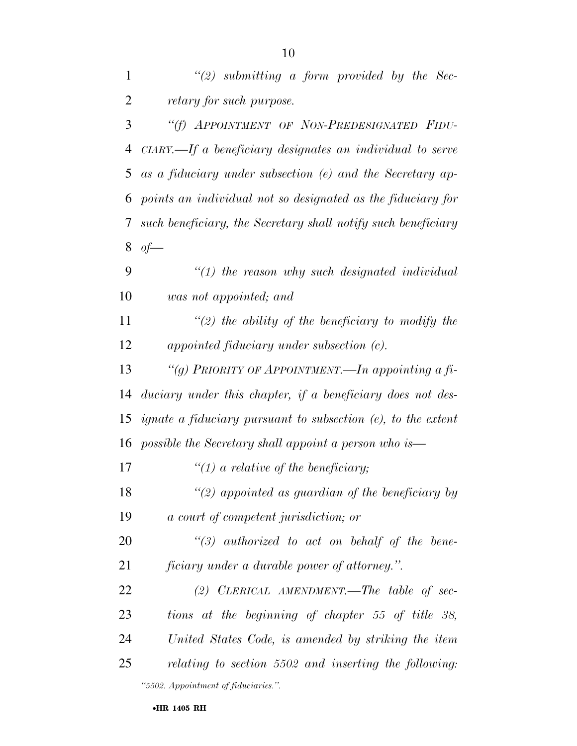*"(2) submitting a form provided by the Secretary for such purpose.*

*"(f) APPOINTMENT OF NON-PREDESIGNATED FIDUCIARY.—If a beneficiary designates an individual to serve as a fiduciary under subsection (e) and the Secretary appoints an individual not so designated as the fiduciary for such beneficiary, the Secretary shall notify such beneficiary of—*

*"(1) the reason why such designated individual was not appointed; and*

*"(2) the ability of the beneficiary to modify the appointed fiduciary under subsection (c).*

*"(g) PRIORITY OF APPOINTMENT.—In appointing a fiduciary under this chapter, if a beneficiary does not designate a fiduciary pursuant to subsection (e), to the extent possible the Secretary shall appoint a person who is—*

*"(1) a relative of the beneficiary;*

*"(2) appointed as guardian of the beneficiary by a court of competent jurisdiction; or*

*"(3) authorized to act on behalf of the beneficiary under a durable power of attorney.".*

*(2) CLERICAL AMENDMENT.—The table of sections at the beginning of chapter 55 of title 38, United States Code, is amended by striking the item relating to section 5502 and inserting the following:*

*"5502. Appointment of fiduciaries.".*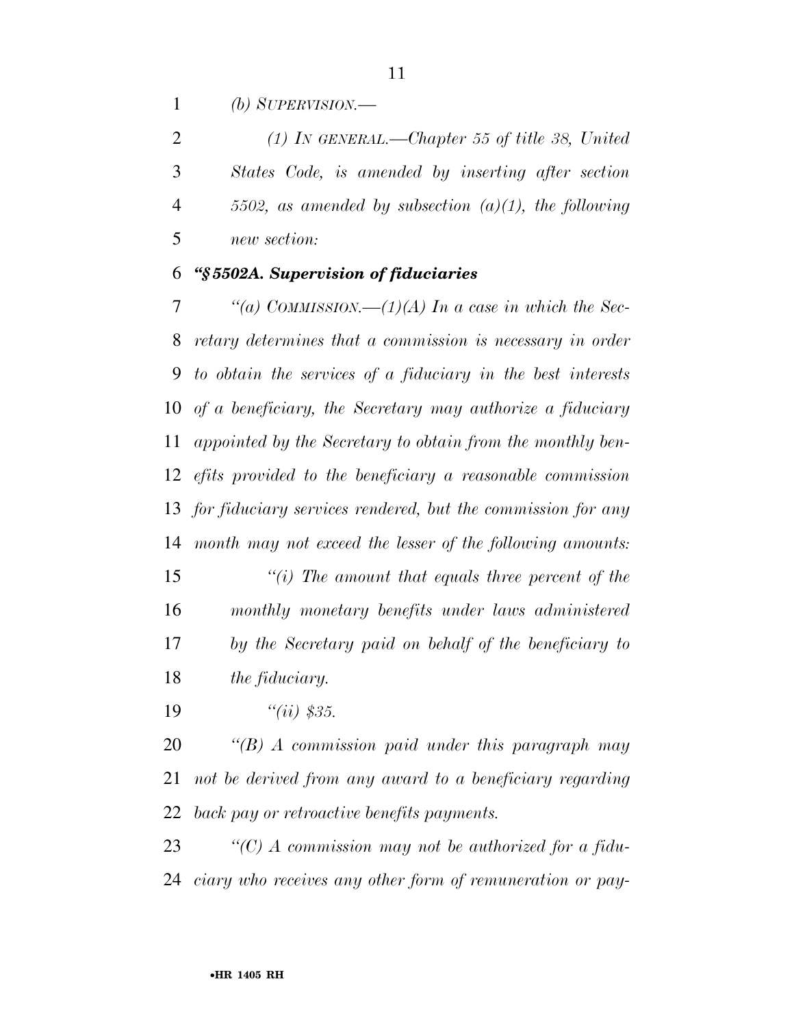*(b) SUPERVISION.—*

*(1) IN GENERAL.—Chapter 55 of title 38, United States Code, is amended by inserting after section 5502, as amended by subsection (a)(1), the following new section:*

***"§ 5502A. Supervision of fiduciaries***

*"(a) COMMISSION.—(1)(A) In a case in which the Secretary determines that a commission is necessary in order to obtain the services of a fiduciary in the best interests of a beneficiary, the Secretary may authorize a fiduciary appointed by the Secretary to obtain from the monthly benefits provided to the beneficiary a reasonable commission for fiduciary services rendered, but the commission for any month may not exceed the lesser of the following amounts:*

*"(i) The amount that equals three percent of the monthly monetary benefits under laws administered by the Secretary paid on behalf of the beneficiary to the fiduciary.*

*"(ii) $35.*

*"(B) A commission paid under this paragraph may not be derived from any award to a beneficiary regarding back pay or retroactive benefits payments.*

*"(C) A commission may not be authorized for a fiduciary who receives any other form of remuneration or pay-*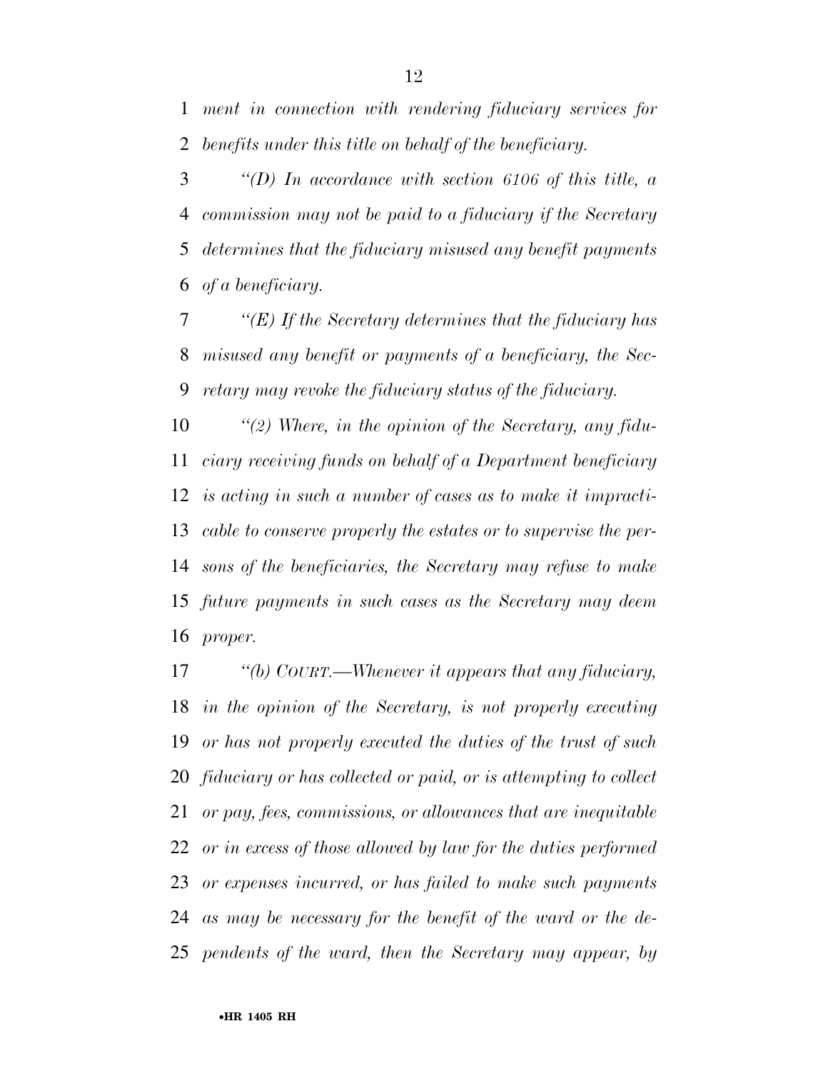*ment in connection with rendering fiduciary services for benefits under this title on behalf of the beneficiary.*

*"(D) In accordance with section 6106 of this title, a commission may not be paid to a fiduciary if the Secretary determines that the fiduciary misused any benefit payments of a beneficiary.*

*"(E) If the Secretary determines that the fiduciary has misused any benefit or payments of a beneficiary, the Secretary may revoke the fiduciary status of the fiduciary.*

*"(2) Where, in the opinion of the Secretary, any fiduciary receiving funds on behalf of a Department beneficiary is acting in such a number of cases as to make it impracticable to conserve properly the estates or to supervise the persons of the beneficiaries, the Secretary may refuse to make future payments in such cases as the Secretary may deem proper.*

*"(b) COURT.—Whenever it appears that any fiduciary, in the opinion of the Secretary, is not properly executing or has not properly executed the duties of the trust of such fiduciary or has collected or paid, or is attempting to collect or pay, fees, commissions, or allowances that are inequitable or in excess of those allowed by law for the duties performed or expenses incurred, or has failed to make such payments as may be necessary for the benefit of the ward or the dependents of the ward, then the Secretary may appear, by*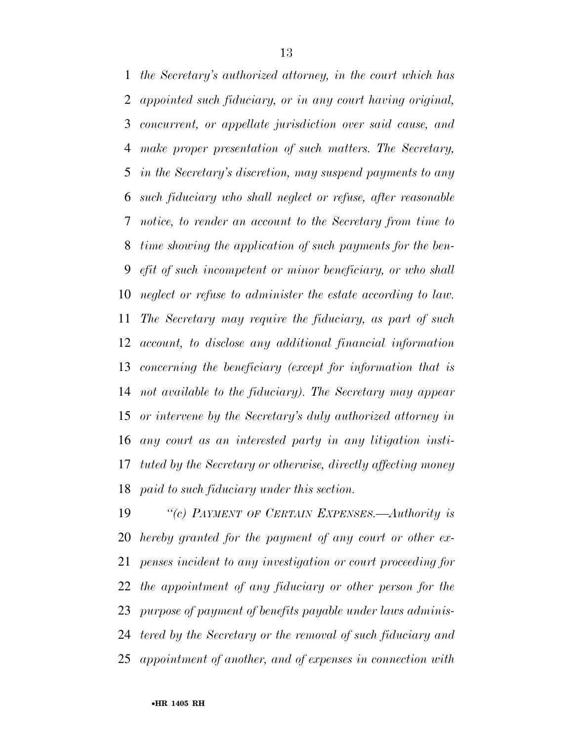*the Secretary's authorized attorney, in the court which has appointed such fiduciary, or in any court having original, concurrent, or appellate jurisdiction over said cause, and make proper presentation of such matters. The Secretary, in the Secretary's discretion, may suspend payments to any such fiduciary who shall neglect or refuse, after reasonable notice, to render an account to the Secretary from time to time showing the application of such payments for the benefit of such incompetent or minor beneficiary, or who shall neglect or refuse to administer the estate according to law. The Secretary may require the fiduciary, as part of such account, to disclose any additional financial information concerning the beneficiary (except for information that is not available to the fiduciary). The Secretary may appear or intervene by the Secretary's duly authorized attorney in any court as an interested party in any litigation instituted by the Secretary or otherwise, directly affecting money paid to such fiduciary under this section.*

*"(c) PAYMENT OF CERTAIN EXPENSES.—Authority is hereby granted for the payment of any court or other expenses incident to any investigation or court proceeding for the appointment of any fiduciary or other person for the purpose of payment of benefits payable under laws administered by the Secretary or the removal of such fiduciary and appointment of another, and of expenses in connection with*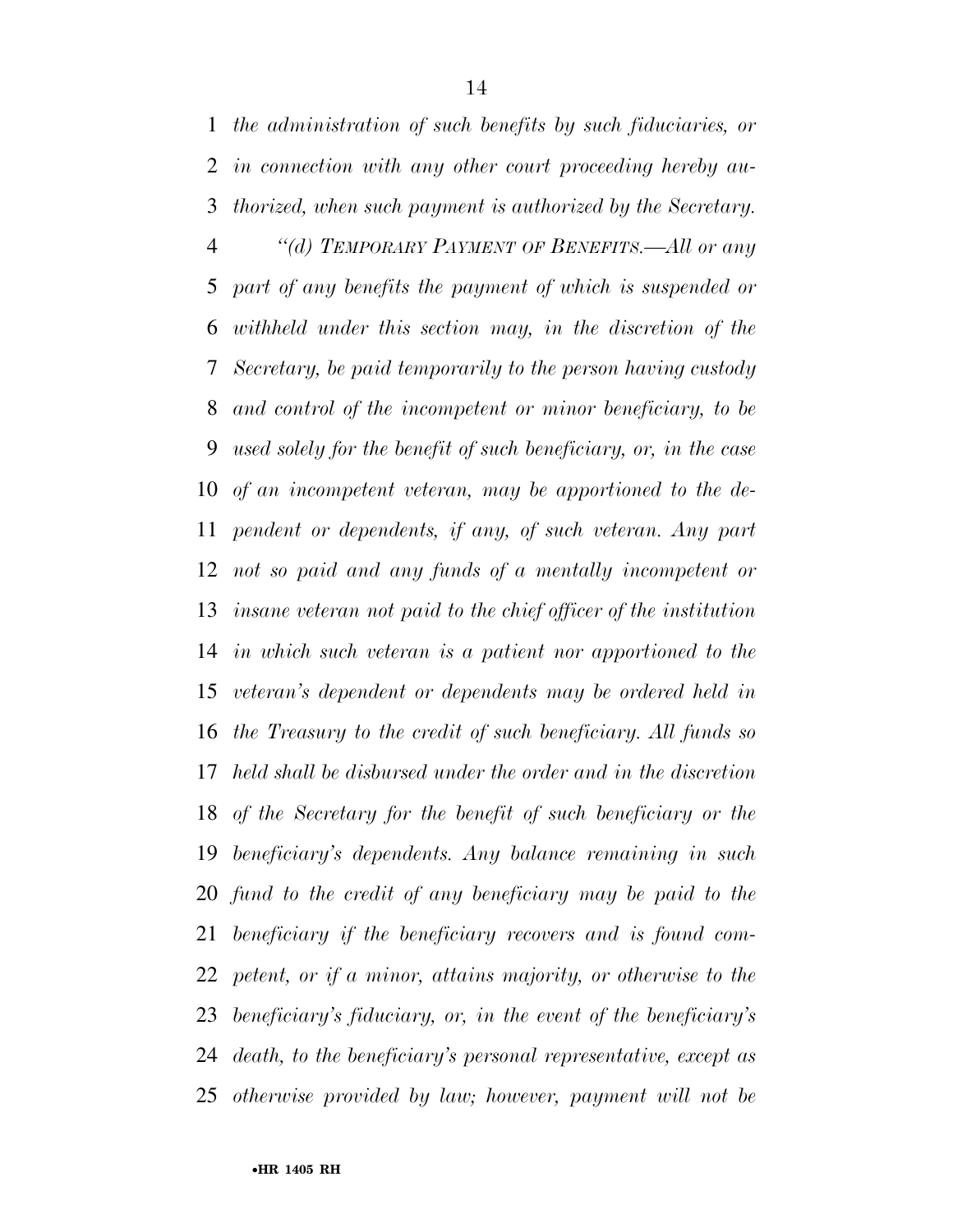*the administration of such benefits by such fiduciaries, or in connection with any other court proceeding hereby authorized, when such payment is authorized by the Secretary.*

*"(d) TEMPORARY PAYMENT OF BENEFITS.—All or any part of any benefits the payment of which is suspended or withheld under this section may, in the discretion of the Secretary, be paid temporarily to the person having custody and control of the incompetent or minor beneficiary, to be used solely for the benefit of such beneficiary, or, in the case of an incompetent veteran, may be apportioned to the dependent or dependents, if any, of such veteran. Any part not so paid and any funds of a mentally incompetent or insane veteran not paid to the chief officer of the institution in which such veteran is a patient nor apportioned to the veteran's dependent or dependents may be ordered held in the Treasury to the credit of such beneficiary. All funds so held shall be disbursed under the order and in the discretion of the Secretary for the benefit of such beneficiary or the beneficiary's dependents. Any balance remaining in such fund to the credit of any beneficiary may be paid to the beneficiary if the beneficiary recovers and is found competent, or if a minor, attains majority, or otherwise to the beneficiary's fiduciary, or, in the event of the beneficiary's death, to the beneficiary's personal representative, except as otherwise provided by law; however, payment will not be*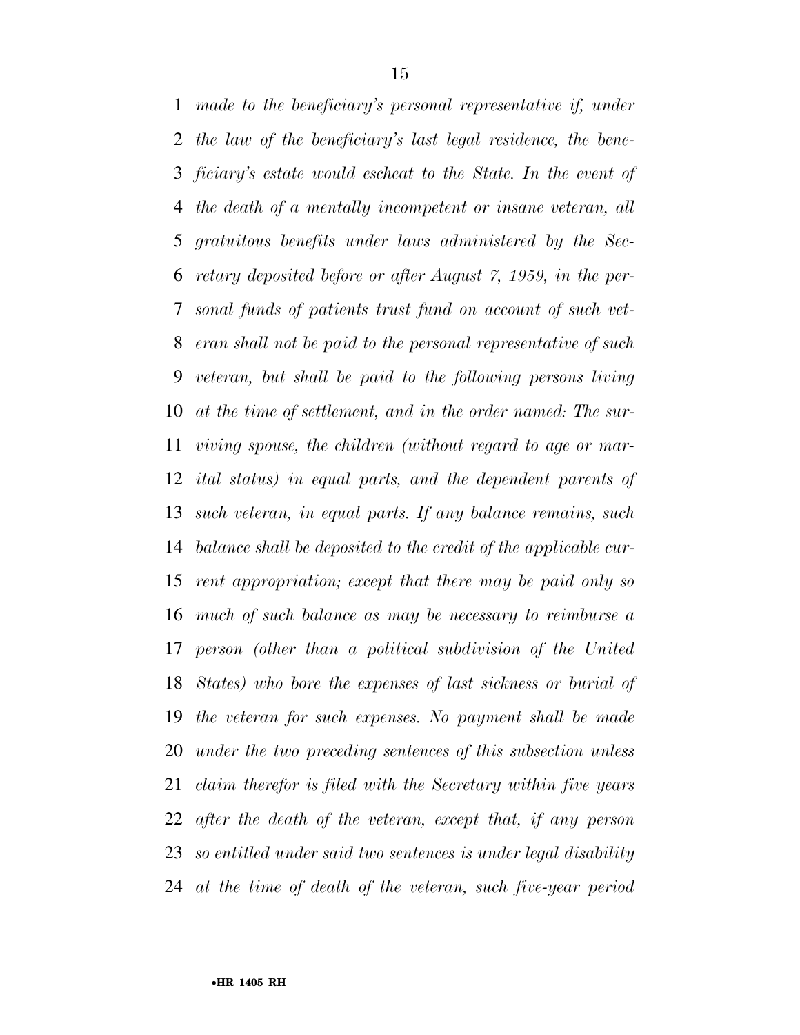*made to the beneficiary's personal representative if, under the law of the beneficiary's last legal residence, the beneficiary's estate would escheat to the State. In the event of the death of a mentally incompetent or insane veteran, all gratuitous benefits under laws administered by the Secretary deposited before or after August 7, 1959, in the personal funds of patients trust fund on account of such veteran shall not be paid to the personal representative of such veteran, but shall be paid to the following persons living at the time of settlement, and in the order named: The surviving spouse, the children (without regard to age or marital status) in equal parts, and the dependent parents of such veteran, in equal parts. If any balance remains, such balance shall be deposited to the credit of the applicable current appropriation; except that there may be paid only so much of such balance as may be necessary to reimburse a person (other than a political subdivision of the United States) who bore the expenses of last sickness or burial of the veteran for such expenses. No payment shall be made under the two preceding sentences of this subsection unless claim therefor is filed with the Secretary within five years after the death of the veteran, except that, if any person so entitled under said two sentences is under legal disability at the time of death of the veteran, such five-year period*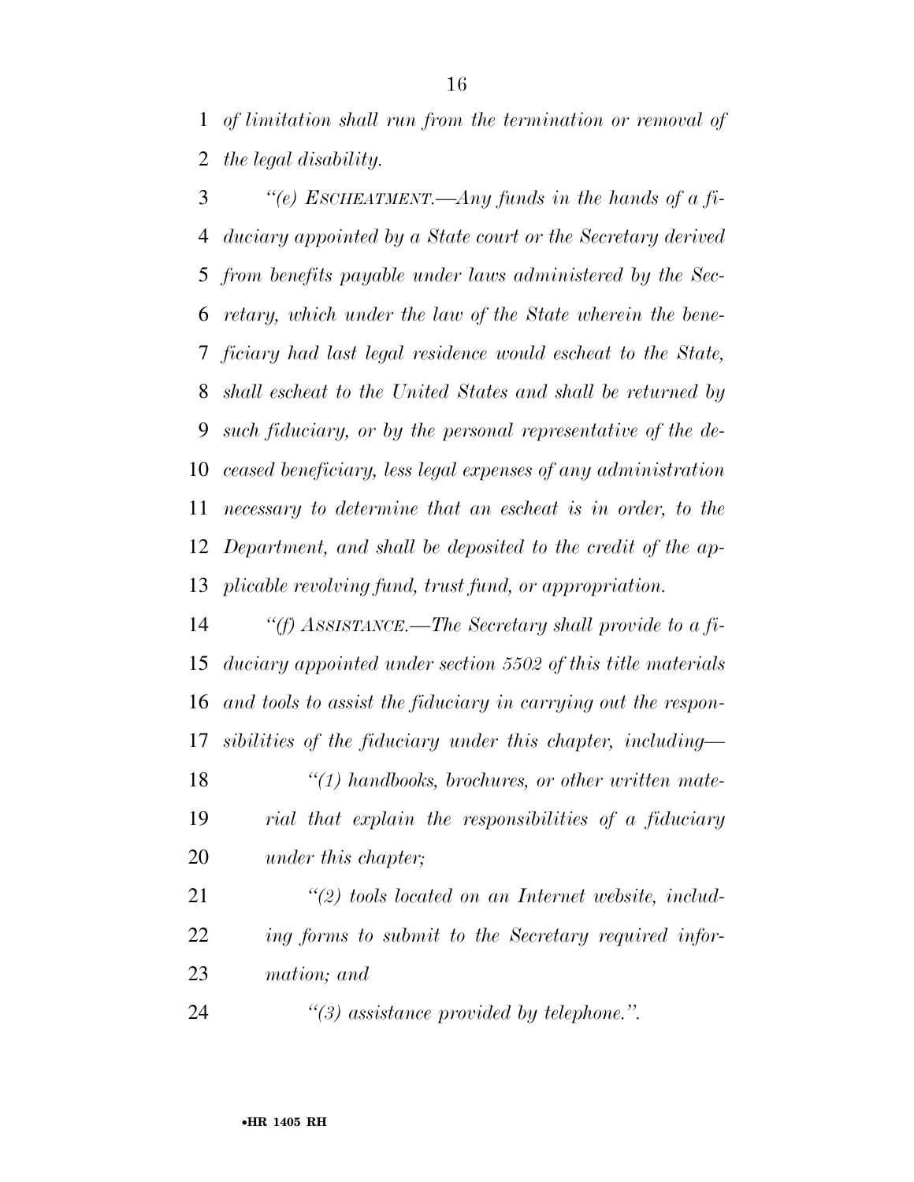*of limitation shall run from the termination or removal of the legal disability.*

*"(e) ESCHEATMENT.—Any funds in the hands of a fiduciary appointed by a State court or the Secretary derived from benefits payable under laws administered by the Secretary, which under the law of the State wherein the beneficiary had last legal residence would escheat to the State, shall escheat to the United States and shall be returned by such fiduciary, or by the personal representative of the deceased beneficiary, less legal expenses of any administration necessary to determine that an escheat is in order, to the Department, and shall be deposited to the credit of the applicable revolving fund, trust fund, or appropriation.*

*"(f) ASSISTANCE.—The Secretary shall provide to a fiduciary appointed under section 5502 of this title materials and tools to assist the fiduciary in carrying out the responsibilities of the fiduciary under this chapter, including—*

*"(1) handbooks, brochures, or other written material that explain the responsibilities of a fiduciary under this chapter;*

*"(2) tools located on an Internet website, including forms to submit to the Secretary required information; and*

*"(3) assistance provided by telephone.".*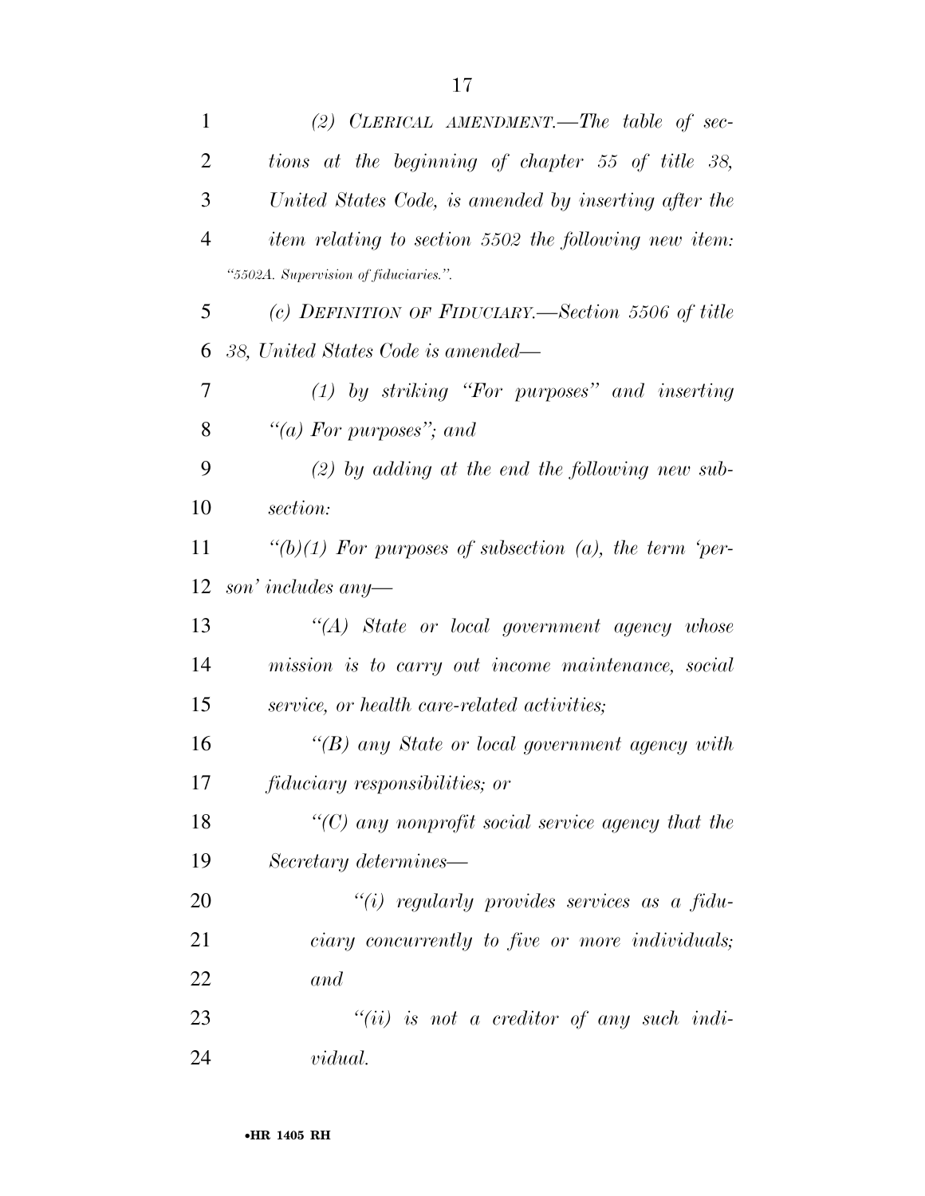*(2) CLERICAL AMENDMENT.—The table of sections at the beginning of chapter 55 of title 38, United States Code, is amended by inserting after the item relating to section 5502 the following new item:*

*"5502A. Supervision of fiduciaries.".*

*(c) DEFINITION OF FIDUCIARY.—Section 5506 of title 38, United States Code is amended—*

*(1) by striking "For purposes" and inserting "(a) For purposes"; and*

*(2) by adding at the end the following new subsection:*

*"(b)(1) For purposes of subsection (a), the term 'person' includes any—*

*"(A) State or local government agency whose mission is to carry out income maintenance, social service, or health care-related activities;*

*"(B) any State or local government agency with fiduciary responsibilities; or*

*"(C) any nonprofit social service agency that the Secretary determines—*

*"(i) regularly provides services as a fiduciary concurrently to five or more individuals; and*

*"(ii) is not a creditor of any such individual.*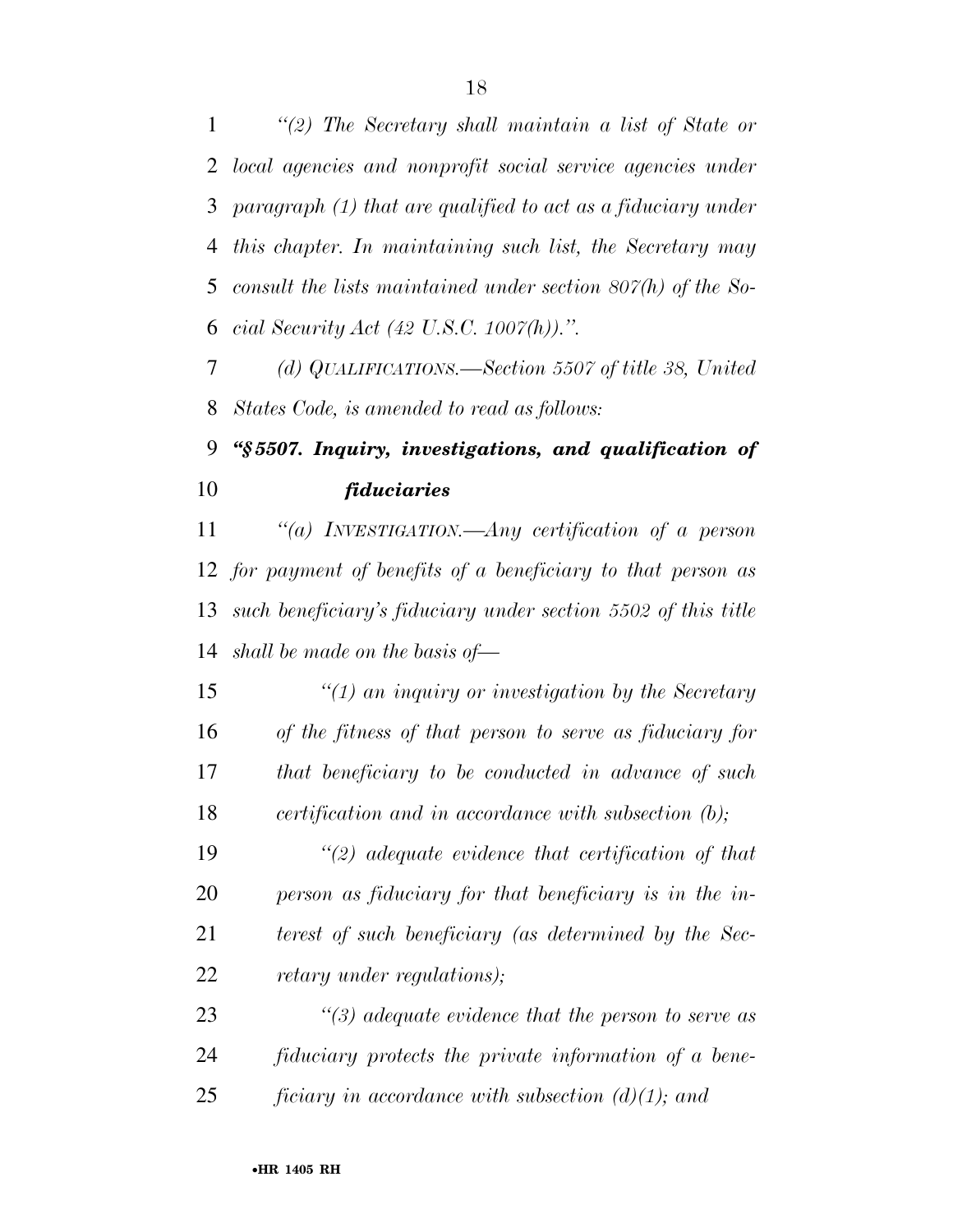*"(2) The Secretary shall maintain a list of State or local agencies and nonprofit social service agencies under paragraph (1) that are qualified to act as a fiduciary under this chapter. In maintaining such list, the Secretary may consult the lists maintained under section 807(h) of the Social Security Act (42 U.S.C. 1007(h)).".*

*(d) QUALIFICATIONS.—Section 5507 of title 38, United States Code, is amended to read as follows:*

***"§5507. Inquiry, investigations, and qualification of fiduciaries***

*"(a) INVESTIGATION.—Any certification of a person for payment of benefits of a beneficiary to that person as such beneficiary's fiduciary under section 5502 of this title shall be made on the basis of—*

*"(1) an inquiry or investigation by the Secretary of the fitness of that person to serve as fiduciary for that beneficiary to be conducted in advance of such certification and in accordance with subsection (b);*

*"(2) adequate evidence that certification of that person as fiduciary for that beneficiary is in the interest of such beneficiary (as determined by the Secretary under regulations);*

*"(3) adequate evidence that the person to serve as fiduciary protects the private information of a beneficiary in accordance with subsection (d)(1); and*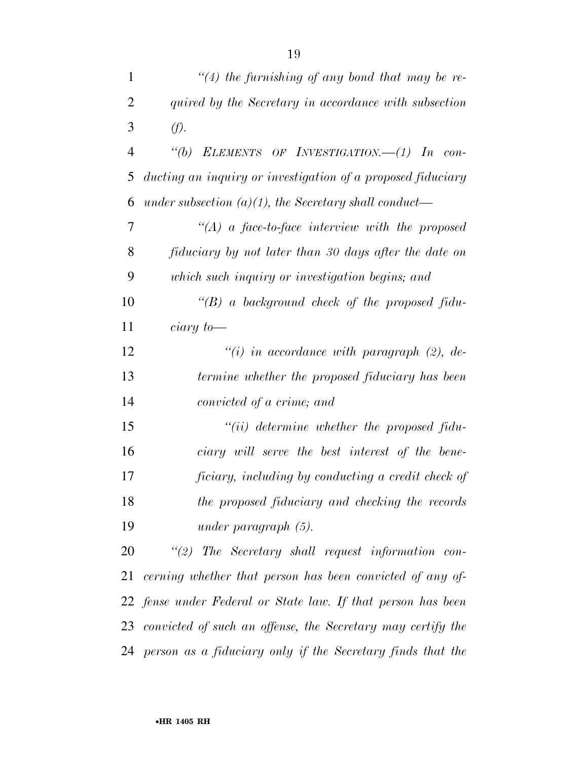*"(4) the furnishing of any bond that may be required by the Secretary in accordance with subsection (f).*

*"(b) ELEMENTS OF INVESTIGATION.—(1) In conducting an inquiry or investigation of a proposed fiduciary under subsection (a)(1), the Secretary shall conduct—*

*"(A) a face-to-face interview with the proposed fiduciary by not later than 30 days after the date on which such inquiry or investigation begins; and*

*"(B) a background check of the proposed fiduciary to—*

*"(i) in accordance with paragraph (2), determine whether the proposed fiduciary has been convicted of a crime; and*

*"(ii) determine whether the proposed fiduciary will serve the best interest of the beneficiary, including by conducting a credit check of the proposed fiduciary and checking the records under paragraph (5).*

*"(2) The Secretary shall request information concerning whether that person has been convicted of any offense under Federal or State law. If that person has been convicted of such an offense, the Secretary may certify the person as a fiduciary only if the Secretary finds that the*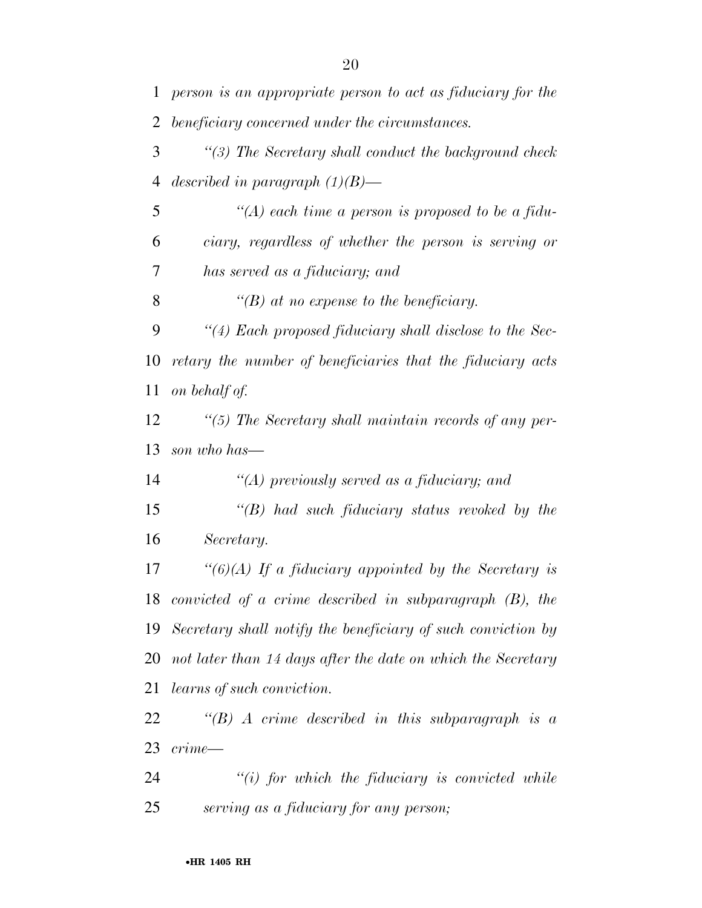*person is an appropriate person to act as fiduciary for the beneficiary concerned under the circumstances.*

*"(3) The Secretary shall conduct the background check described in paragraph (1)(B)—*

*"(A) each time a person is proposed to be a fiduciary, regardless of whether the person is serving or has served as a fiduciary; and*

*"(B) at no expense to the beneficiary.*

*"(4) Each proposed fiduciary shall disclose to the Secretary the number of beneficiaries that the fiduciary acts on behalf of.*

*"(5) The Secretary shall maintain records of any person who has—*

*"(A) previously served as a fiduciary; and*

*"(B) had such fiduciary status revoked by the Secretary.*

*"(6)(A) If a fiduciary appointed by the Secretary is convicted of a crime described in subparagraph (B), the Secretary shall notify the beneficiary of such conviction by not later than 14 days after the date on which the Secretary learns of such conviction.*

*"(B) A crime described in this subparagraph is a crime—*

*"(i) for which the fiduciary is convicted while serving as a fiduciary for any person;*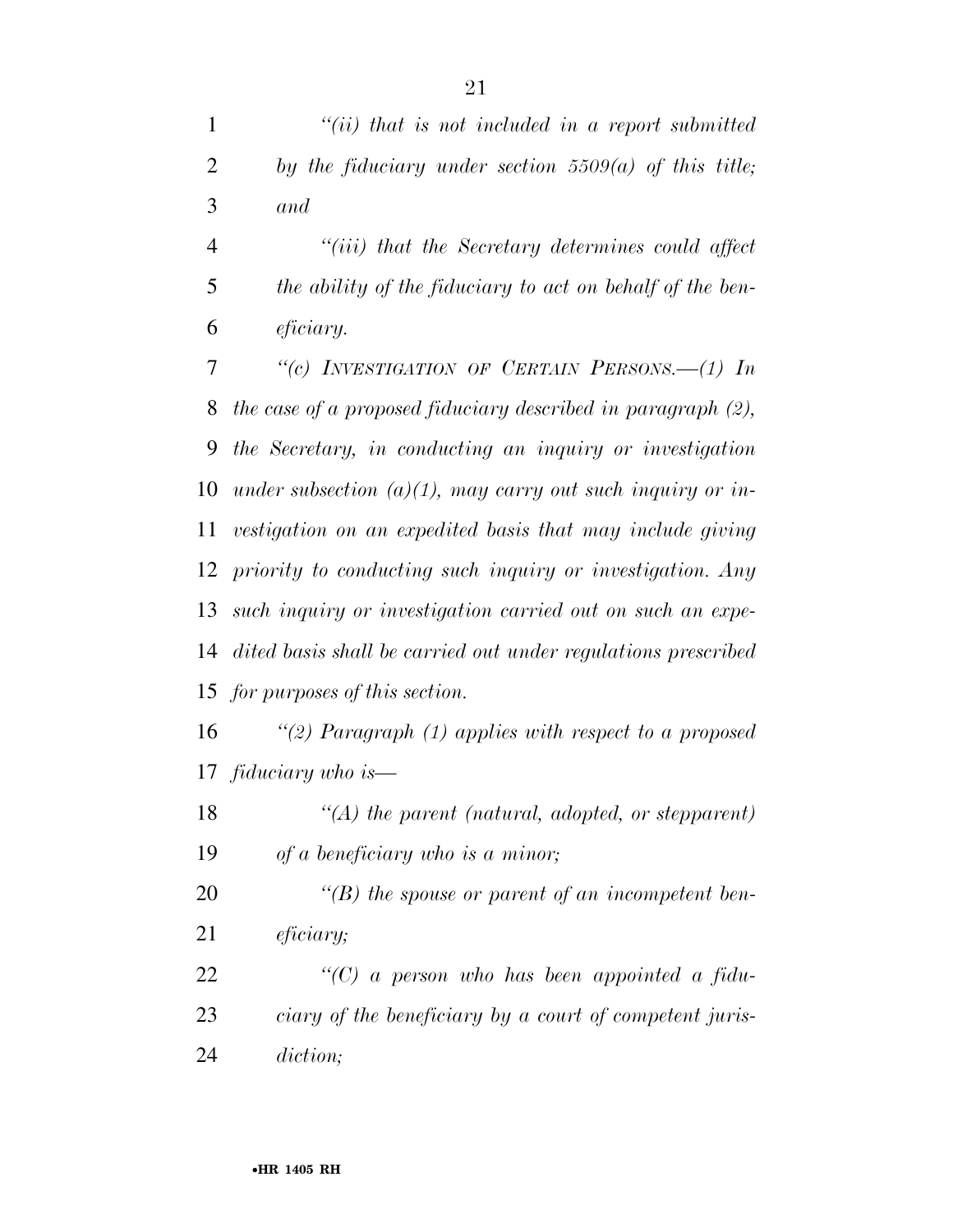*"(ii) that is not included in a report submitted by the fiduciary under section 5509(a) of this title; and*

*"(iii) that the Secretary determines could affect the ability of the fiduciary to act on behalf of the beneficiary.*

*"(c) INVESTIGATION OF CERTAIN PERSONS.—(1) In the case of a proposed fiduciary described in paragraph (2), the Secretary, in conducting an inquiry or investigation under subsection (a)(1), may carry out such inquiry or investigation on an expedited basis that may include giving priority to conducting such inquiry or investigation. Any such inquiry or investigation carried out on such an expedited basis shall be carried out under regulations prescribed for purposes of this section.*

*"(2) Paragraph (1) applies with respect to a proposed fiduciary who is—*

*"(A) the parent (natural, adopted, or stepparent) of a beneficiary who is a minor;*

*"(B) the spouse or parent of an incompetent beneficiary;*

*"(C) a person who has been appointed a fiduciary of the beneficiary by a court of competent jurisdiction;*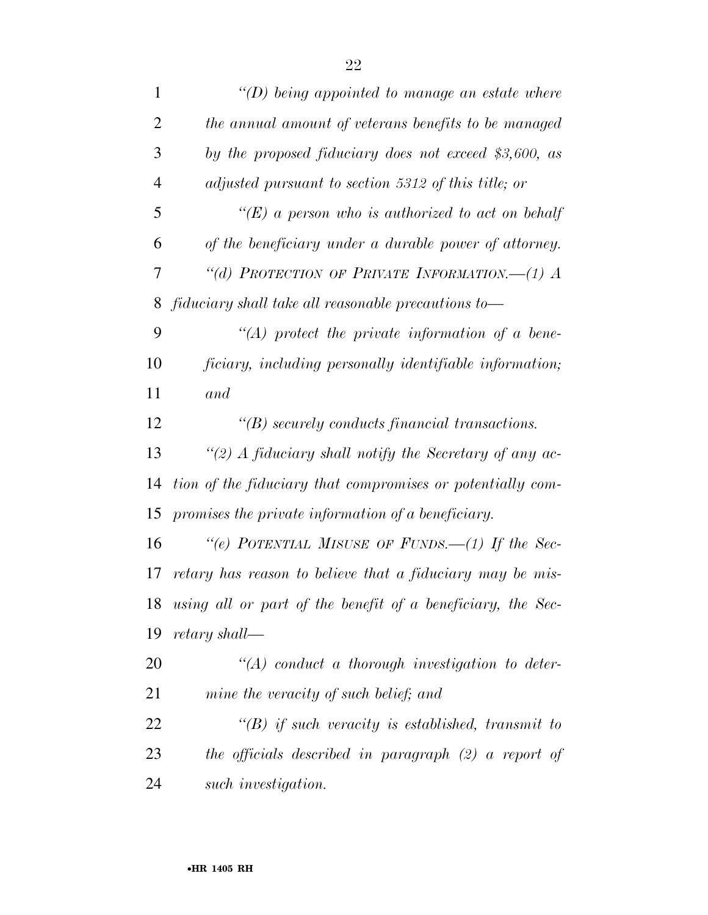*"(D) being appointed to manage an estate where the annual amount of veterans benefits to be managed by the proposed fiduciary does not exceed $3,600, as adjusted pursuant to section 5312 of this title; or*

*"(E) a person who is authorized to act on behalf of the beneficiary under a durable power of attorney.*

*"(d) PROTECTION OF PRIVATE INFORMATION.—(1) A fiduciary shall take all reasonable precautions to—*

*"(A) protect the private information of a beneficiary, including personally identifiable information; and*

*"(B) securely conducts financial transactions.*

*"(2) A fiduciary shall notify the Secretary of any action of the fiduciary that compromises or potentially compromises the private information of a beneficiary.*

*"(e) POTENTIAL MISUSE OF FUNDS.—(1) If the Secretary has reason to believe that a fiduciary may be misusing all or part of the benefit of a beneficiary, the Secretary shall—*

*"(A) conduct a thorough investigation to determine the veracity of such belief; and*

*"(B) if such veracity is established, transmit to the officials described in paragraph (2) a report of such investigation.*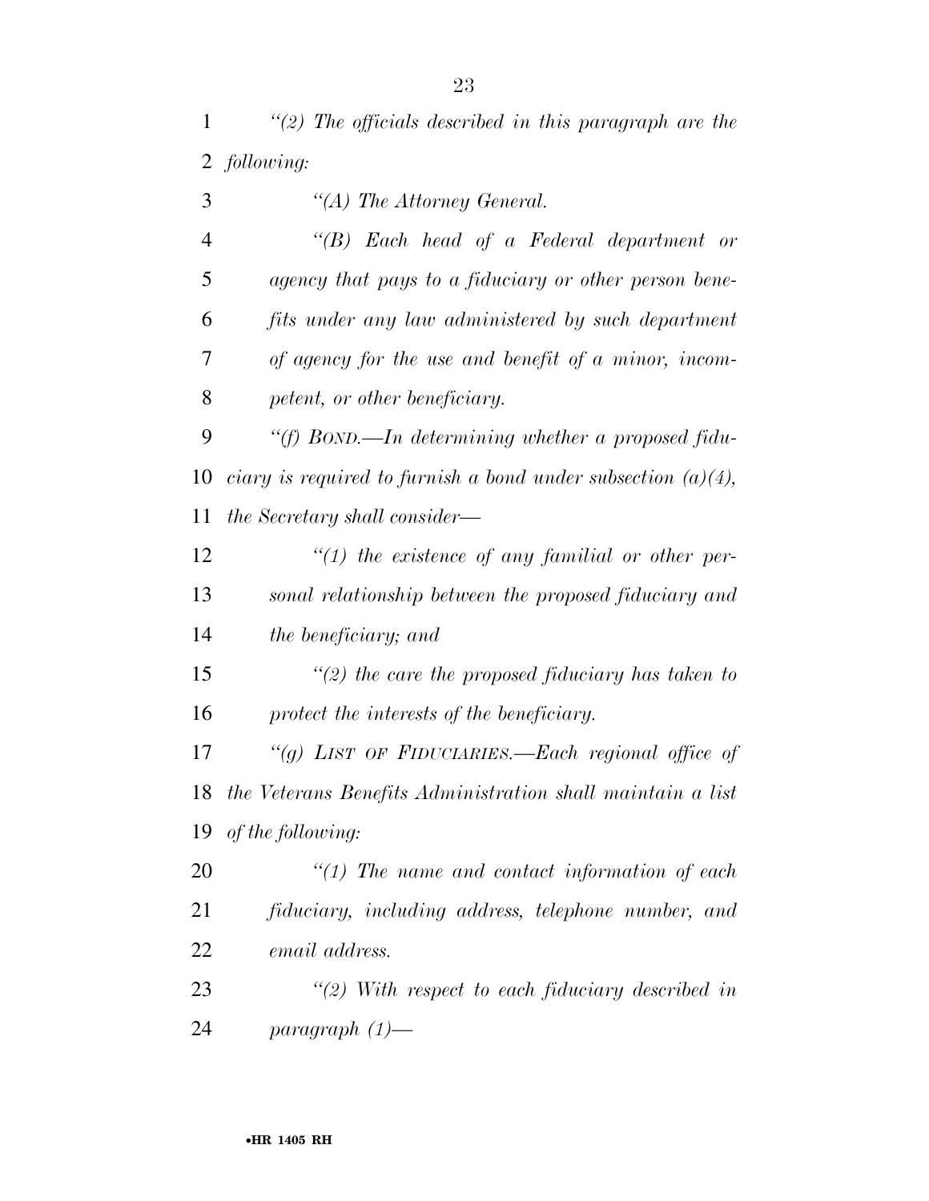*"(2) The officials described in this paragraph are the following:*

*"(A) The Attorney General.*

*"(B) Each head of a Federal department or agency that pays to a fiduciary or other person benefits under any law administered by such department of agency for the use and benefit of a minor, incompetent, or other beneficiary.*

*"(f) BOND.—In determining whether a proposed fiduciary is required to furnish a bond under subsection (a)(4), the Secretary shall consider—*

*"(1) the existence of any familial or other personal relationship between the proposed fiduciary and the beneficiary; and*

*"(2) the care the proposed fiduciary has taken to protect the interests of the beneficiary.*

*"(g) LIST OF FIDUCIARIES.—Each regional office of the Veterans Benefits Administration shall maintain a list of the following:*

*"(1) The name and contact information of each fiduciary, including address, telephone number, and email address.*

*"(2) With respect to each fiduciary described in paragraph (1)—*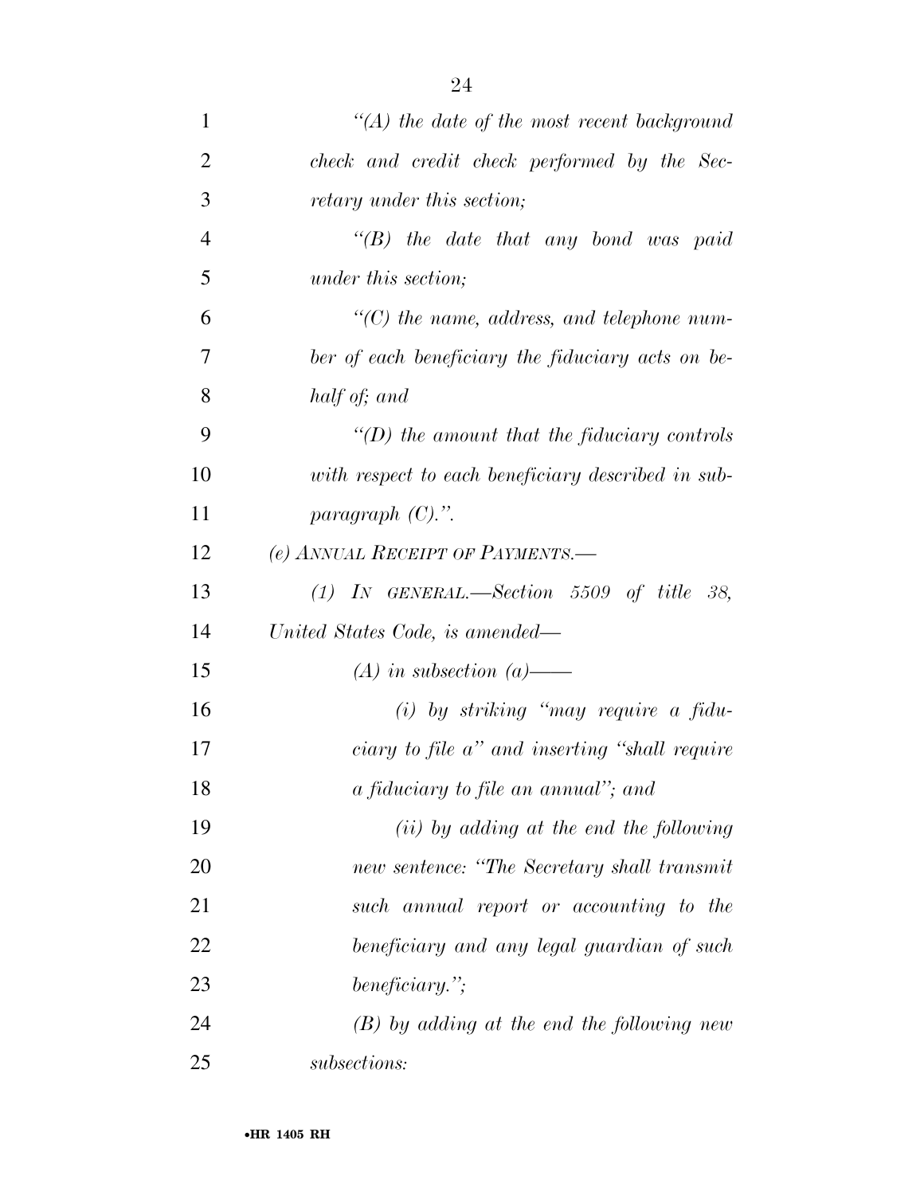*"(A) the date of the most recent background check and credit check performed by the Secretary under this section;*

*"(B) the date that any bond was paid under this section;*

*"(C) the name, address, and telephone number of each beneficiary the fiduciary acts on behalf of; and*

*"(D) the amount that the fiduciary controls with respect to each beneficiary described in subparagraph (C).".*

*(e) ANNUAL RECEIPT OF PAYMENTS.—*

*(1) IN GENERAL.—Section 5509 of title 38, United States Code, is amended—*

*(A) in subsection (a)——*

*(i) by striking "may require a fiduciary to file a" and inserting "shall require a fiduciary to file an annual"; and*

*(ii) by adding at the end the following new sentence: "The Secretary shall transmit such annual report or accounting to the beneficiary and any legal guardian of such beneficiary.";*

*(B) by adding at the end the following new subsections:*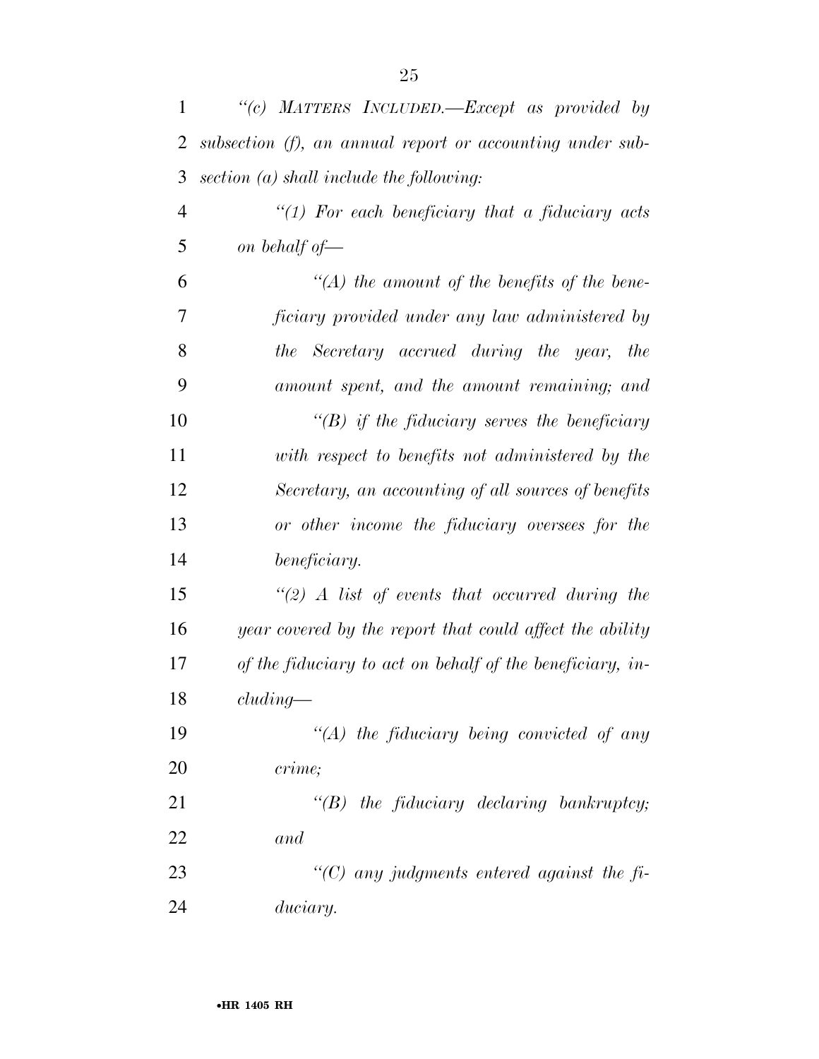*''(c) MATTERS INCLUDED.—Except as provided by subsection (f), an annual report or accounting under subsection (a) shall include the following:*

*''(1) For each beneficiary that a fiduciary acts on behalf of—*

*''(A) the amount of the benefits of the beneficiary provided under any law administered by the Secretary accrued during the year, the amount spent, and the amount remaining; and*

*''(B) if the fiduciary serves the beneficiary with respect to benefits not administered by the Secretary, an accounting of all sources of benefits or other income the fiduciary oversees for the beneficiary.*

*''(2) A list of events that occurred during the year covered by the report that could affect the ability of the fiduciary to act on behalf of the beneficiary, including—*

*''(A) the fiduciary being convicted of any crime;*

*''(B) the fiduciary declaring bankruptcy; and*

*''(C) any judgments entered against the fiduciary.*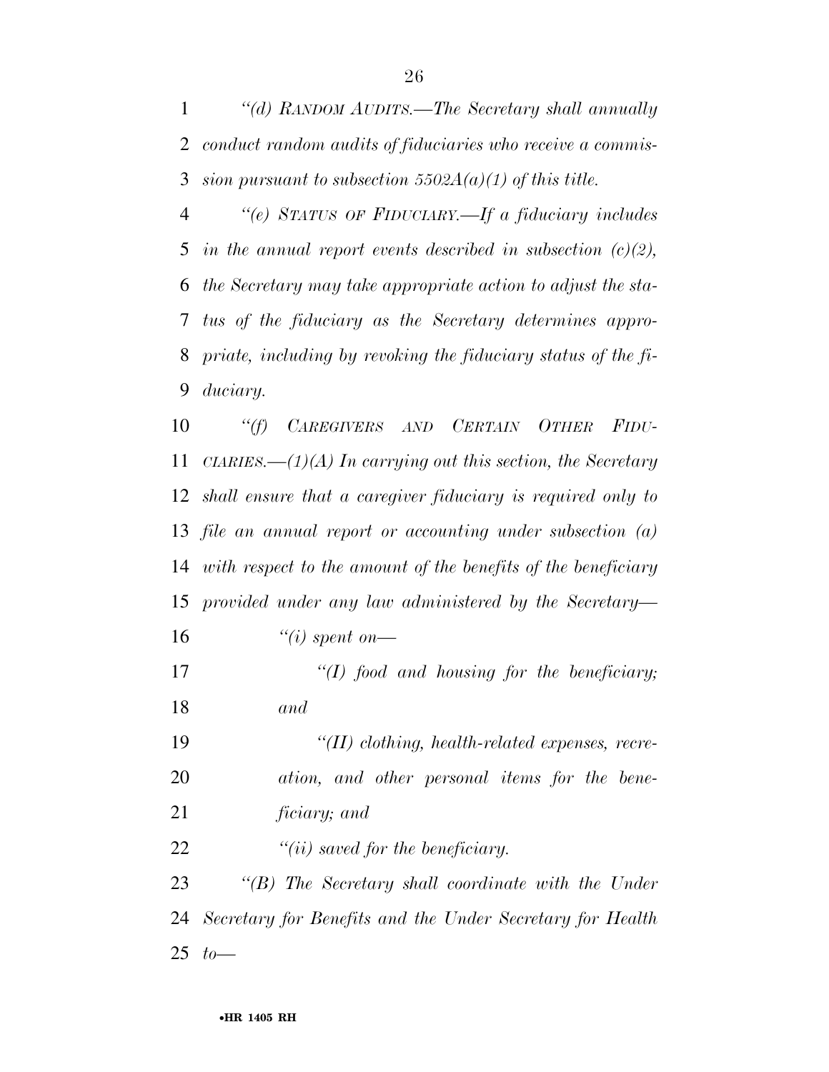*"(d) RANDOM AUDITS.—The Secretary shall annually conduct random audits of fiduciaries who receive a commission pursuant to subsection 5502A(a)(1) of this title.*

*"(e) STATUS OF FIDUCIARY.—If a fiduciary includes in the annual report events described in subsection (c)(2), the Secretary may take appropriate action to adjust the status of the fiduciary as the Secretary determines appropriate, including by revoking the fiduciary status of the fiduciary.*

*"(f) CAREGIVERS AND CERTAIN OTHER FIDUCIARIES.—(1)(A) In carrying out this section, the Secretary shall ensure that a caregiver fiduciary is required only to file an annual report or accounting under subsection (a) with respect to the amount of the benefits of the beneficiary provided under any law administered by the Secretary—*

*"(i) spent on—*

*"(I) food and housing for the beneficiary; and*

*"(II) clothing, health-related expenses, recreation, and other personal items for the beneficiary; and*

*"(ii) saved for the beneficiary.*

*"(B) The Secretary shall coordinate with the Under Secretary for Benefits and the Under Secretary for Health to—*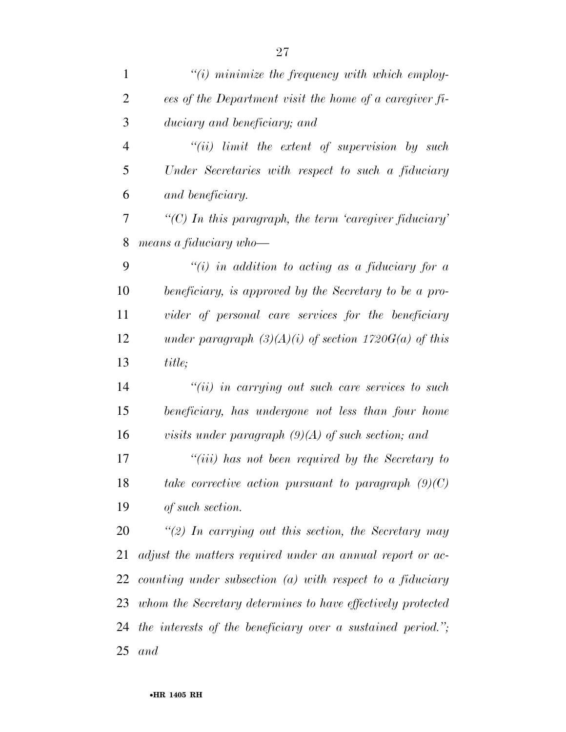*"(i) minimize the frequency with which employees of the Department visit the home of a caregiver fiduciary and beneficiary; and*

*"(ii) limit the extent of supervision by such Under Secretaries with respect to such a fiduciary and beneficiary.*

*"(C) In this paragraph, the term 'caregiver fiduciary' means a fiduciary who—*

*"(i) in addition to acting as a fiduciary for a beneficiary, is approved by the Secretary to be a provider of personal care services for the beneficiary under paragraph (3)(A)(i) of section 1720G(a) of this title;*

*"(ii) in carrying out such care services to such beneficiary, has undergone not less than four home visits under paragraph (9)(A) of such section; and*

*"(iii) has not been required by the Secretary to take corrective action pursuant to paragraph (9)(C) of such section.*

*"(2) In carrying out this section, the Secretary may adjust the matters required under an annual report or accounting under subsection (a) with respect to a fiduciary whom the Secretary determines to have effectively protected the interests of the beneficiary over a sustained period."; and*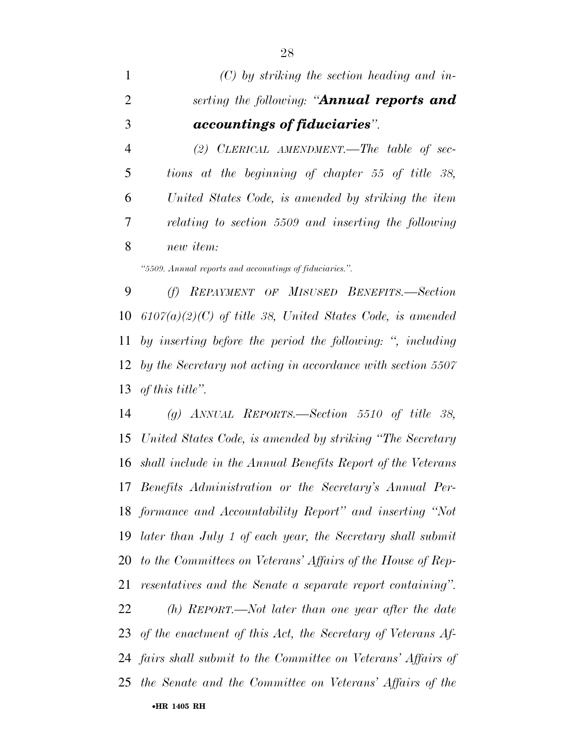*(C) by striking the section heading and inserting the following: "**Annual reports and accountings of fiduciaries**".*

*(2) CLERICAL AMENDMENT.—The table of sections at the beginning of chapter 55 of title 38, United States Code, is amended by striking the item relating to section 5509 and inserting the following new item:*

*"5509. Annual reports and accountings of fiduciaries.".*

*(f) REPAYMENT OF MISUSED BENEFITS.—Section 6107(a)(2)(C) of title 38, United States Code, is amended by inserting before the period the following: ", including by the Secretary not acting in accordance with section 5507 of this title".*

*(g) ANNUAL REPORTS.—Section 5510 of title 38, United States Code, is amended by striking "The Secretary shall include in the Annual Benefits Report of the Veterans Benefits Administration or the Secretary's Annual Performance and Accountability Report" and inserting "Not later than July 1 of each year, the Secretary shall submit to the Committees on Veterans' Affairs of the House of Representatives and the Senate a separate report containing".*

*(h) REPORT.—Not later than one year after the date of the enactment of this Act, the Secretary of Veterans Affairs shall submit to the Committee on Veterans' Affairs of the Senate and the Committee on Veterans' Affairs of the*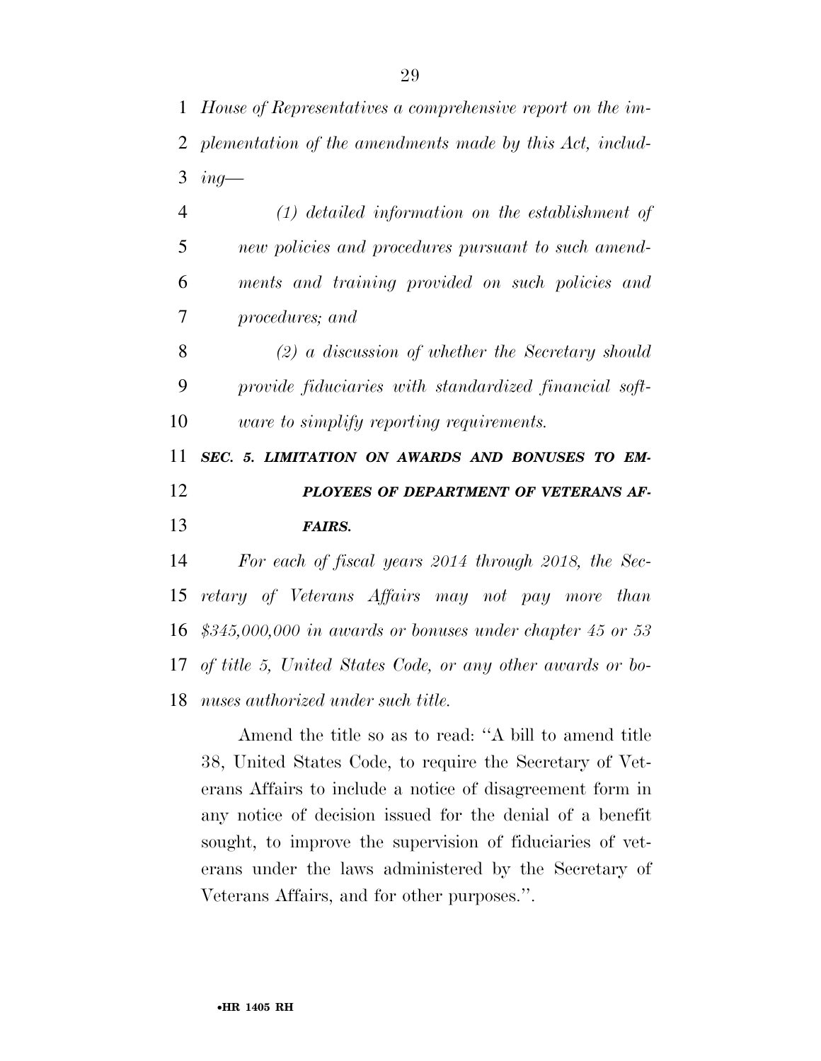*House of Representatives a comprehensive report on the implementation of the amendments made by this Act, including—*

*(1) detailed information on the establishment of new policies and procedures pursuant to such amendments and training provided on such policies and procedures; and*

*(2) a discussion of whether the Secretary should provide fiduciaries with standardized financial software to simplify reporting requirements.*

***SEC. 5. LIMITATION ON AWARDS AND BONUSES TO EMPLOYEES OF DEPARTMENT OF VETERANS AFFAIRS.***

*For each of fiscal years 2014 through 2018, the Secretary of Veterans Affairs may not pay more than $345,000,000 in awards or bonuses under chapter 45 or 53 of title 5, United States Code, or any other awards or bonuses authorized under such title.*

Amend the title so as to read: "A bill to amend title 38, United States Code, to require the Secretary of Veterans Affairs to include a notice of disagreement form in any notice of decision issued for the denial of a benefit sought, to improve the supervision of fiduciaries of veterans under the laws administered by the Secretary of Veterans Affairs, and for other purposes.".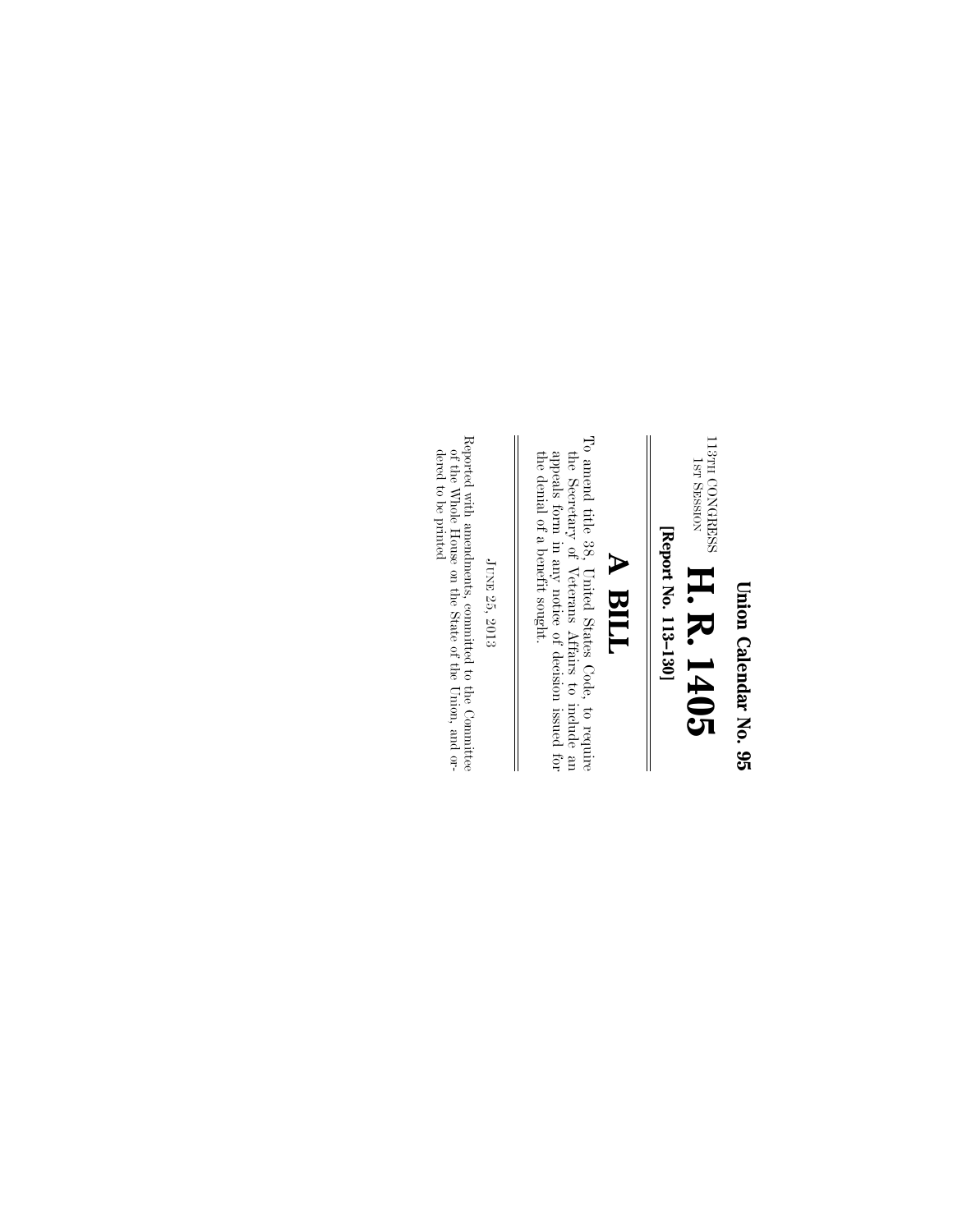Union Calendar No. 95

113TH CONGRESS
1ST SESSION

# H. R. 1405

**[Report No. 113–130]**

---

# A BILL

To amend title 38, United States Code, to require the Secretary of Veterans Affairs to include an appeals form in any notice of decision issued for the denial of a benefit sought.

---

JUNE 25, 2013

Reported with amendments, committed to the Committee of the Whole House on the State of the Union, and ordered to be printed